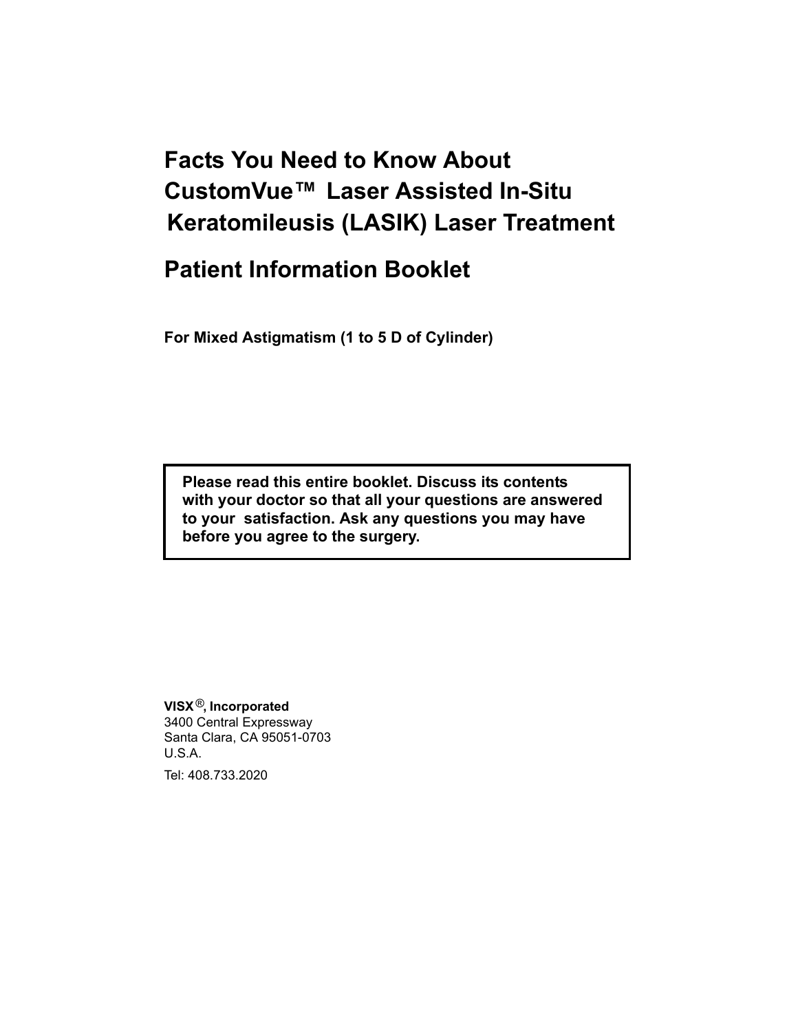# Facts You Need to Know About CustomVue™ Laser Assisted In-Situ Keratomileusis (LASIK) Laser Treatment

# Patient Information Booklet

**For Mixed Astigmatism (1 to 5 D of Cylinder)**

> **Please read this entire booklet. Discuss its contents with your doctor so that all your questions are answered to your satisfaction. Ask any questions you may have before you agree to the surgery.**

**VISX®, Incorporated**
3400 Central Expressway
Santa Clara, CA 95051-0703
U.S.A.

Tel: 408.733.2020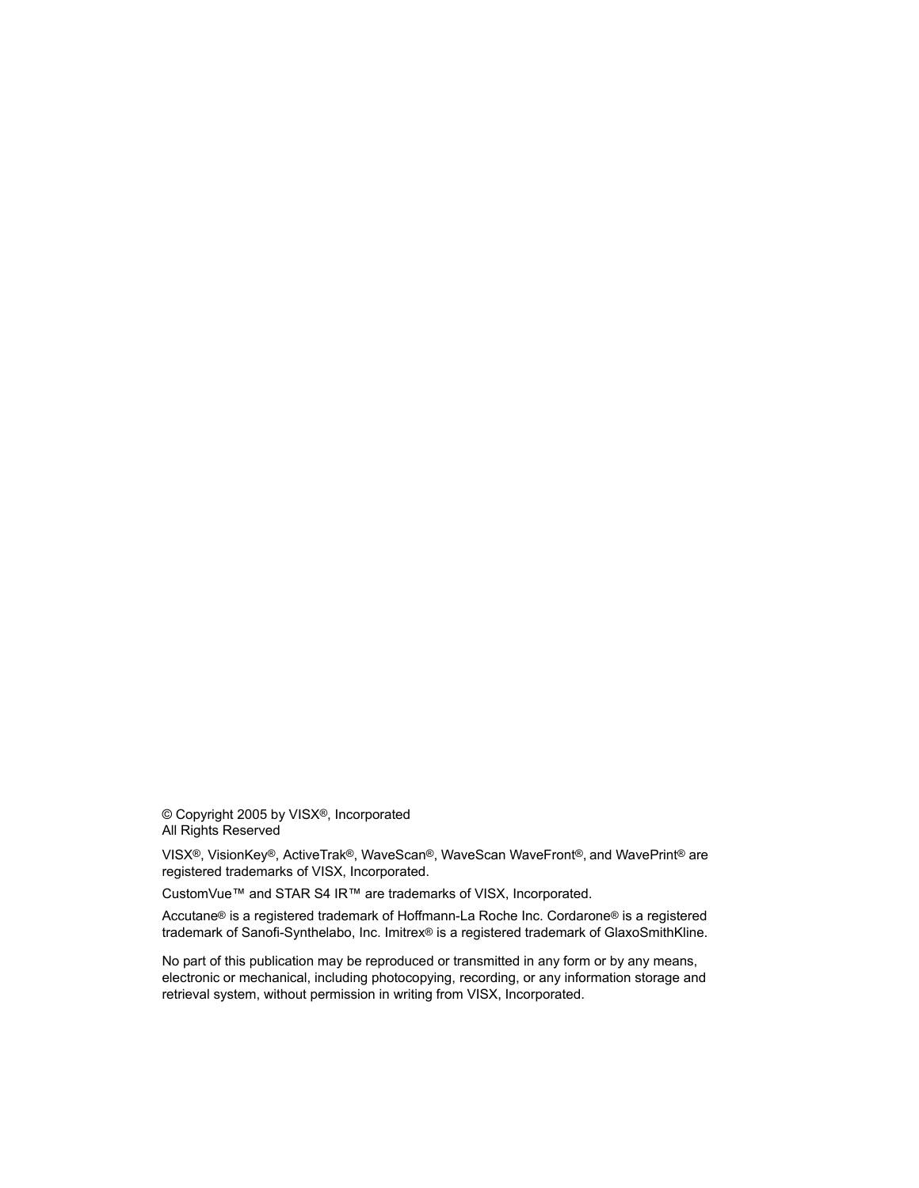© Copyright 2005 by VISX®, Incorporated
All Rights Reserved

VISX®, VisionKey®, ActiveTrak®, WaveScan®, WaveScan WaveFront®, and WavePrint® are registered trademarks of VISX, Incorporated.

CustomVue™ and STAR S4 IR™ are trademarks of VISX, Incorporated.

Accutane® is a registered trademark of Hoffmann-La Roche Inc. Cordarone® is a registered trademark of Sanofi-Synthelabo, Inc. Imitrex® is a registered trademark of GlaxoSmithKline.

No part of this publication may be reproduced or transmitted in any form or by any means, electronic or mechanical, including photocopying, recording, or any information storage and retrieval system, without permission in writing from VISX, Incorporated.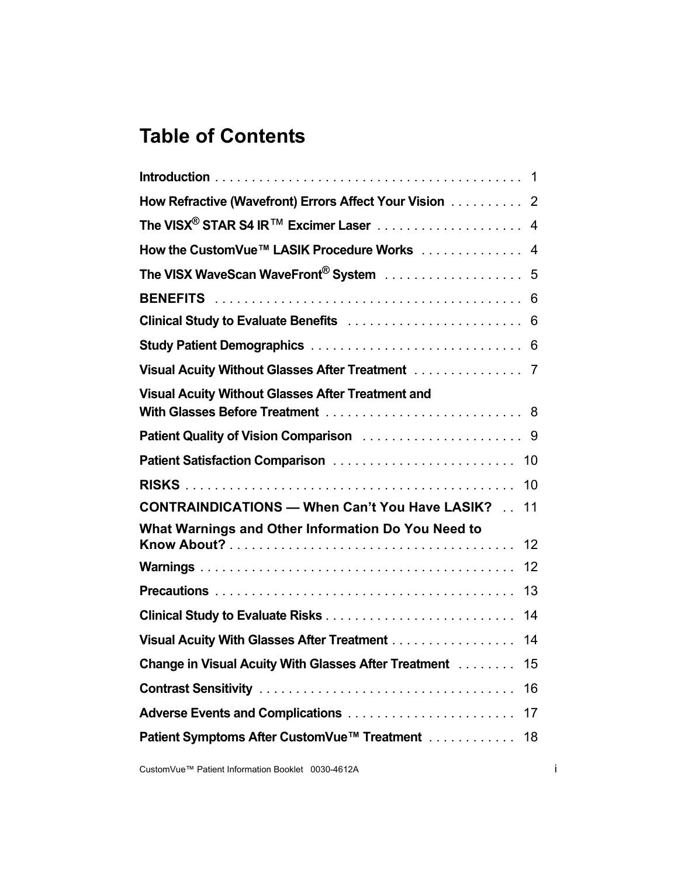# Table of Contents

| | |
|---|---|
| **Introduction** | 1 |
| **How Refractive (Wavefront) Errors Affect Your Vision** | 2 |
| **The VISX® STAR S4 IR™ Excimer Laser** | 4 |
| **How the CustomVue™ LASIK Procedure Works** | 4 |
| **The VISX WaveScan WaveFront® System** | 5 |
| **BENEFITS** | 6 |
| **Clinical Study to Evaluate Benefits** | 6 |
| **Study Patient Demographics** | 6 |
| **Visual Acuity Without Glasses After Treatment** | 7 |
| **Visual Acuity Without Glasses After Treatment and With Glasses Before Treatment** | 8 |
| **Patient Quality of Vision Comparison** | 9 |
| **Patient Satisfaction Comparison** | 10 |
| **RISKS** | 10 |
| **CONTRAINDICATIONS — When Can't You Have LASIK?** | 11 |
| **What Warnings and Other Information Do You Need to Know About?** | 12 |
| **Warnings** | 12 |
| **Precautions** | 13 |
| **Clinical Study to Evaluate Risks** | 14 |
| **Visual Acuity With Glasses After Treatment** | 14 |
| **Change in Visual Acuity With Glasses After Treatment** | 15 |
| **Contrast Sensitivity** | 16 |
| **Adverse Events and Complications** | 17 |
| **Patient Symptoms After CustomVue™ Treatment** | 18 |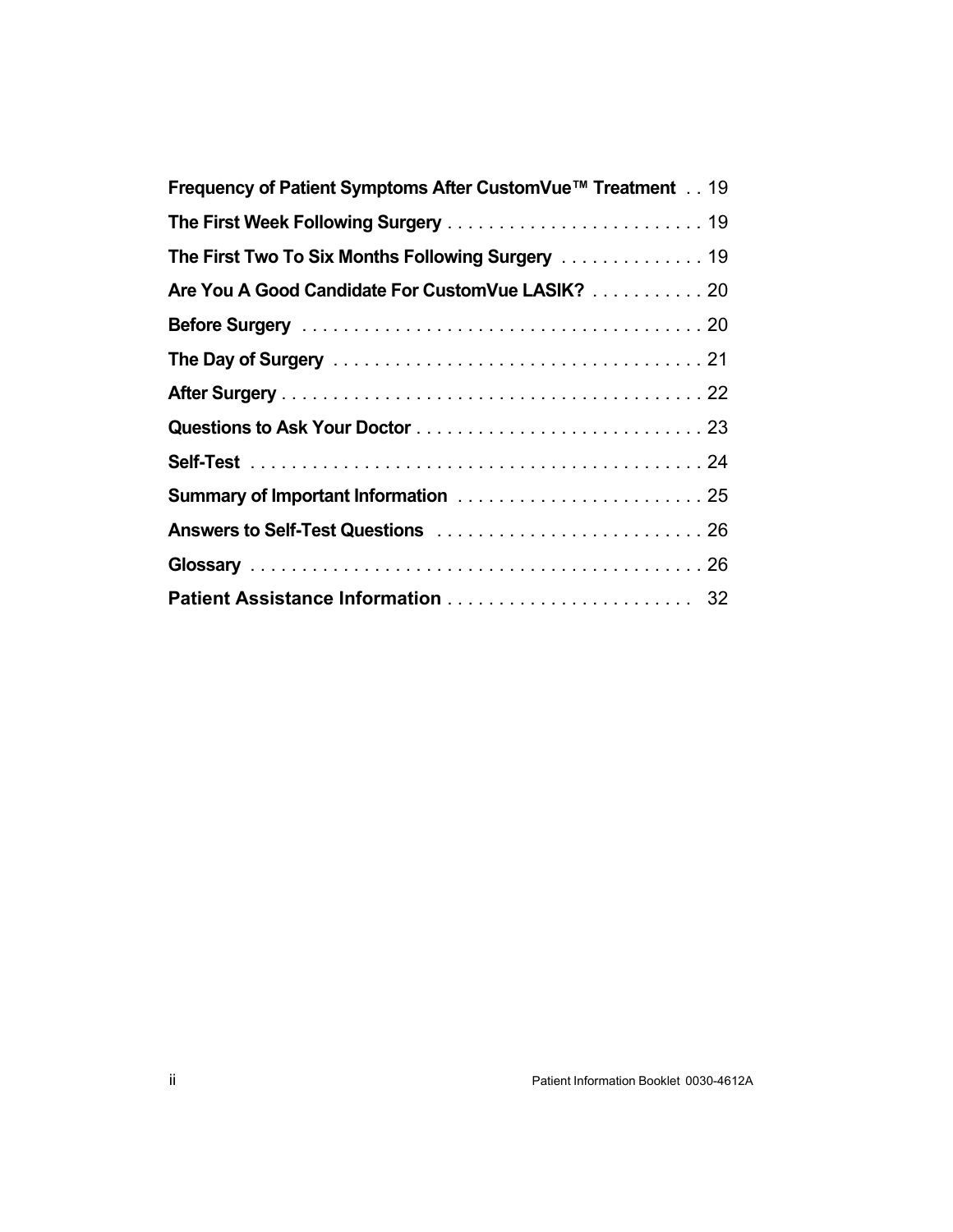**Frequency of Patient Symptoms After CustomVue™ Treatment** . . 19

**The First Week Following Surgery** . . . . . . . . . . . . . . . . . . . . . . . . . 19

**The First Two To Six Months Following Surgery** . . . . . . . . . . . . . . 19

**Are You A Good Candidate For CustomVue LASIK?** . . . . . . . . . . . 20

**Before Surgery** . . . . . . . . . . . . . . . . . . . . . . . . . . . . . . . . . . . . . . 20

**The Day of Surgery** . . . . . . . . . . . . . . . . . . . . . . . . . . . . . . . . . . . 21

**After Surgery** . . . . . . . . . . . . . . . . . . . . . . . . . . . . . . . . . . . . . . . . 22

**Questions to Ask Your Doctor** . . . . . . . . . . . . . . . . . . . . . . . . . . . 23

**Self-Test** . . . . . . . . . . . . . . . . . . . . . . . . . . . . . . . . . . . . . . . . . . . 24

**Summary of Important Information** . . . . . . . . . . . . . . . . . . . . . . . 25

**Answers to Self-Test Questions** . . . . . . . . . . . . . . . . . . . . . . . . . 26

**Glossary** . . . . . . . . . . . . . . . . . . . . . . . . . . . . . . . . . . . . . . . . . . . 26

**Patient Assistance Information** . . . . . . . . . . . . . . . . . . . . . . . . 32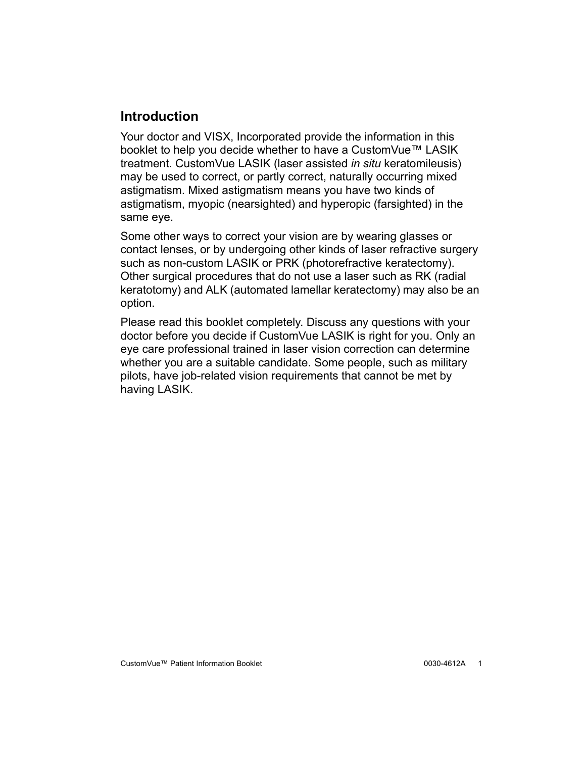## Introduction

Your doctor and VISX, Incorporated provide the information in this booklet to help you decide whether to have a CustomVue™ LASIK treatment. CustomVue LASIK (laser assisted *in situ* keratomileusis) may be used to correct, or partly correct, naturally occurring mixed astigmatism. Mixed astigmatism means you have two kinds of astigmatism, myopic (nearsighted) and hyperopic (farsighted) in the same eye.

Some other ways to correct your vision are by wearing glasses or contact lenses, or by undergoing other kinds of laser refractive surgery such as non-custom LASIK or PRK (photorefractive keratectomy). Other surgical procedures that do not use a laser such as RK (radial keratotomy) and ALK (automated lamellar keratectomy) may also be an option.

Please read this booklet completely. Discuss any questions with your doctor before you decide if CustomVue LASIK is right for you. Only an eye care professional trained in laser vision correction can determine whether you are a suitable candidate. Some people, such as military pilots, have job-related vision requirements that cannot be met by having LASIK.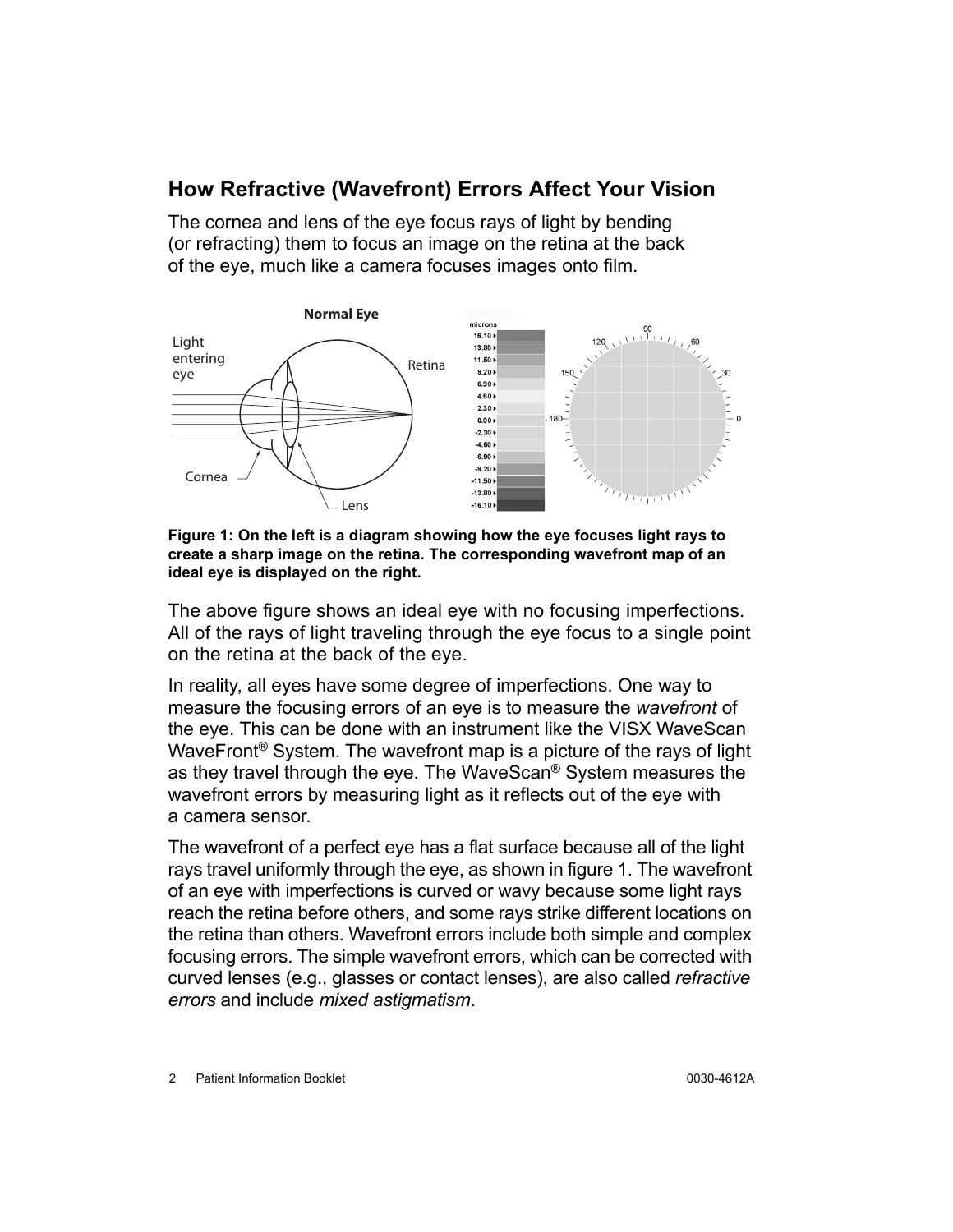## How Refractive (Wavefront) Errors Affect Your Vision

The cornea and lens of the eye focus rays of light by bending (or refracting) them to focus an image on the retina at the back of the eye, much like a camera focuses images onto film.

**Figure 1: On the left is a diagram showing how the eye focuses light rays to create a sharp image on the retina. The corresponding wavefront map of an ideal eye is displayed on the right.**

The above figure shows an ideal eye with no focusing imperfections. All of the rays of light traveling through the eye focus to a single point on the retina at the back of the eye.

In reality, all eyes have some degree of imperfections. One way to measure the focusing errors of an eye is to measure the *wavefront* of the eye. This can be done with an instrument like the VISX WaveScan WaveFront® System. The wavefront map is a picture of the rays of light as they travel through the eye. The WaveScan® System measures the wavefront errors by measuring light as it reflects out of the eye with a camera sensor.

The wavefront of a perfect eye has a flat surface because all of the light rays travel uniformly through the eye, as shown in figure 1. The wavefront of an eye with imperfections is curved or wavy because some light rays reach the retina before others, and some rays strike different locations on the retina than others. Wavefront errors include both simple and complex focusing errors. The simple wavefront errors, which can be corrected with curved lenses (e.g., glasses or contact lenses), are also called *refractive errors* and include *mixed astigmatism*.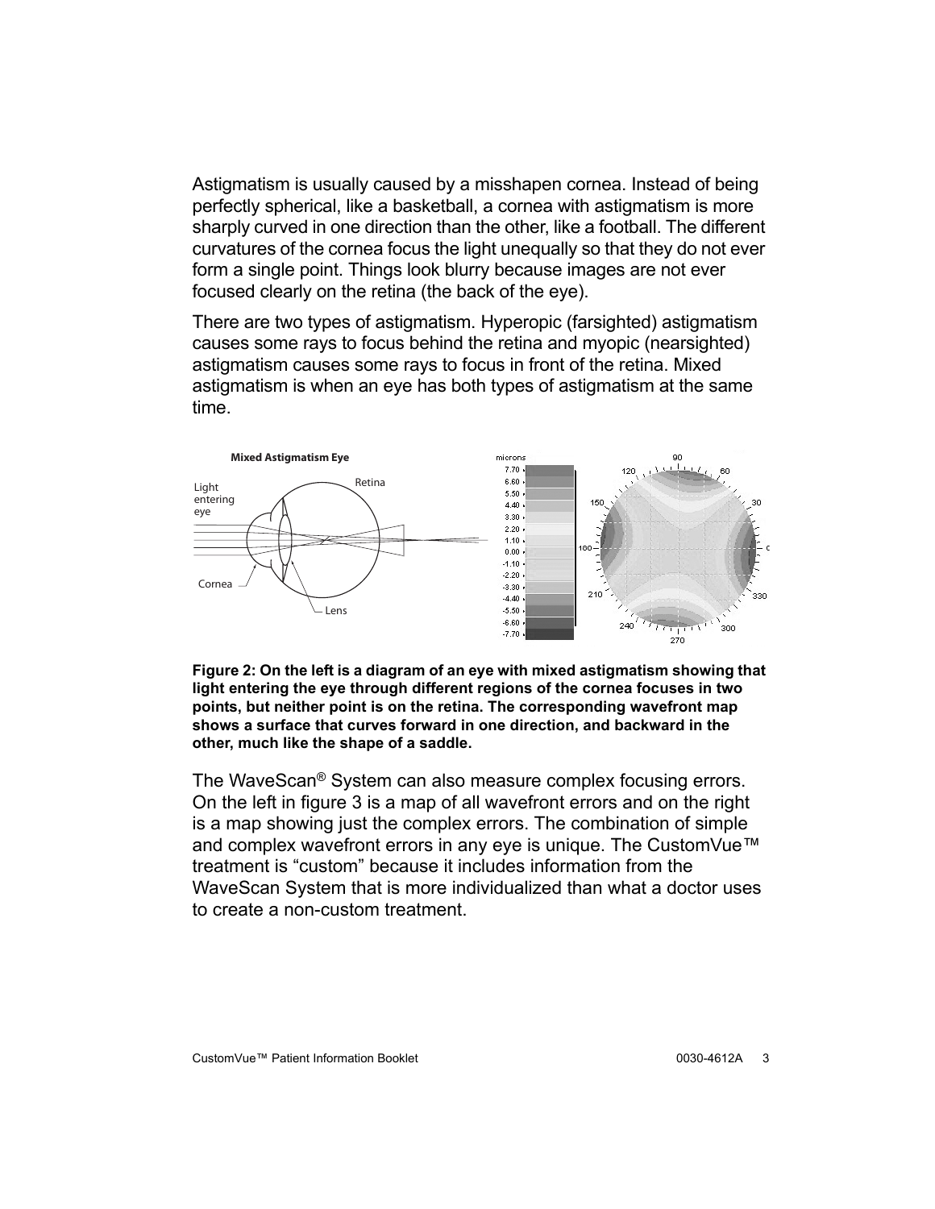Astigmatism is usually caused by a misshapen cornea. Instead of being perfectly spherical, like a basketball, a cornea with astigmatism is more sharply curved in one direction than the other, like a football. The different curvatures of the cornea focus the light unequally so that they do not ever form a single point. Things look blurry because images are not ever focused clearly on the retina (the back of the eye).

There are two types of astigmatism. Hyperopic (farsighted) astigmatism causes some rays to focus behind the retina and myopic (nearsighted) astigmatism causes some rays to focus in front of the retina. Mixed astigmatism is when an eye has both types of astigmatism at the same time.

**Figure 2: On the left is a diagram of an eye with mixed astigmatism showing that light entering the eye through different regions of the cornea focuses in two points, but neither point is on the retina. The corresponding wavefront map shows a surface that curves forward in one direction, and backward in the other, much like the shape of a saddle.**

The WaveScan® System can also measure complex focusing errors. On the left in figure 3 is a map of all wavefront errors and on the right is a map showing just the complex errors. The combination of simple and complex wavefront errors in any eye is unique. The CustomVue™ treatment is "custom" because it includes information from the WaveScan System that is more individualized than what a doctor uses to create a non-custom treatment.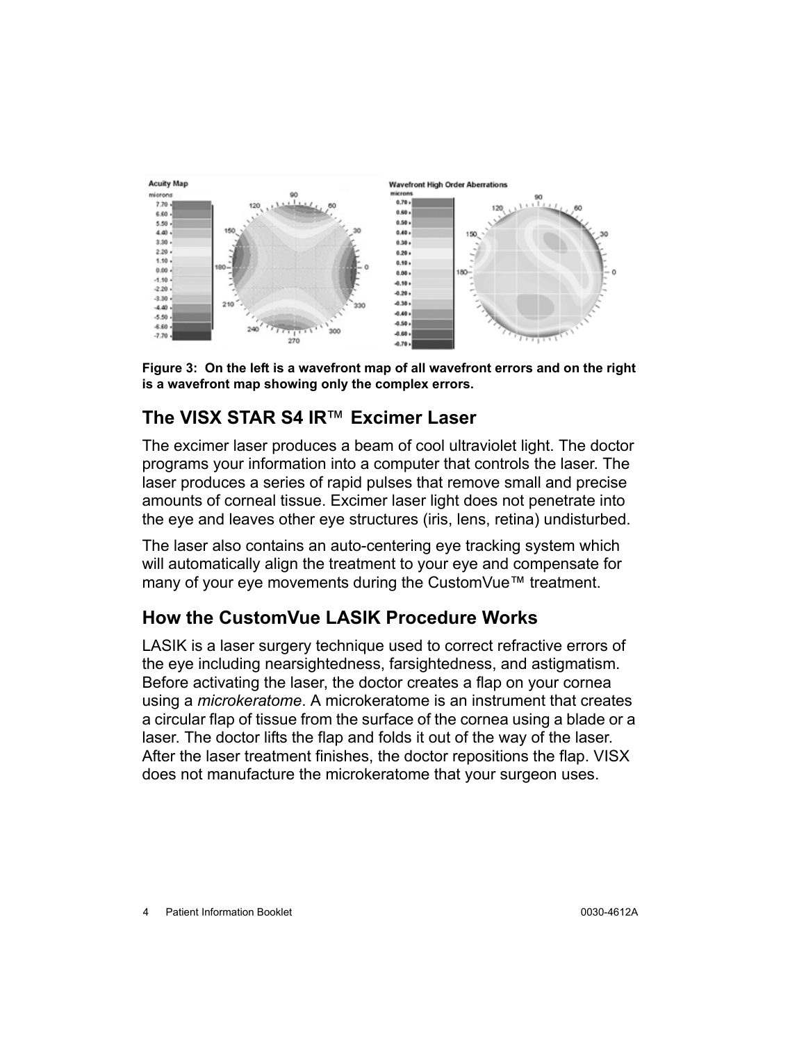**Figure 3: On the left is a wavefront map of all wavefront errors and on the right is a wavefront map showing only the complex errors.**

## The VISX STAR S4 IR™ Excimer Laser

The excimer laser produces a beam of cool ultraviolet light. The doctor programs your information into a computer that controls the laser. The laser produces a series of rapid pulses that remove small and precise amounts of corneal tissue. Excimer laser light does not penetrate into the eye and leaves other eye structures (iris, lens, retina) undisturbed.

The laser also contains an auto-centering eye tracking system which will automatically align the treatment to your eye and compensate for many of your eye movements during the CustomVue™ treatment.

## How the CustomVue LASIK Procedure Works

LASIK is a laser surgery technique used to correct refractive errors of the eye including nearsightedness, farsightedness, and astigmatism. Before activating the laser, the doctor creates a flap on your cornea using a *microkeratome*. A microkeratome is an instrument that creates a circular flap of tissue from the surface of the cornea using a blade or a laser. The doctor lifts the flap and folds it out of the way of the laser. After the laser treatment finishes, the doctor repositions the flap. VISX does not manufacture the microkeratome that your surgeon uses.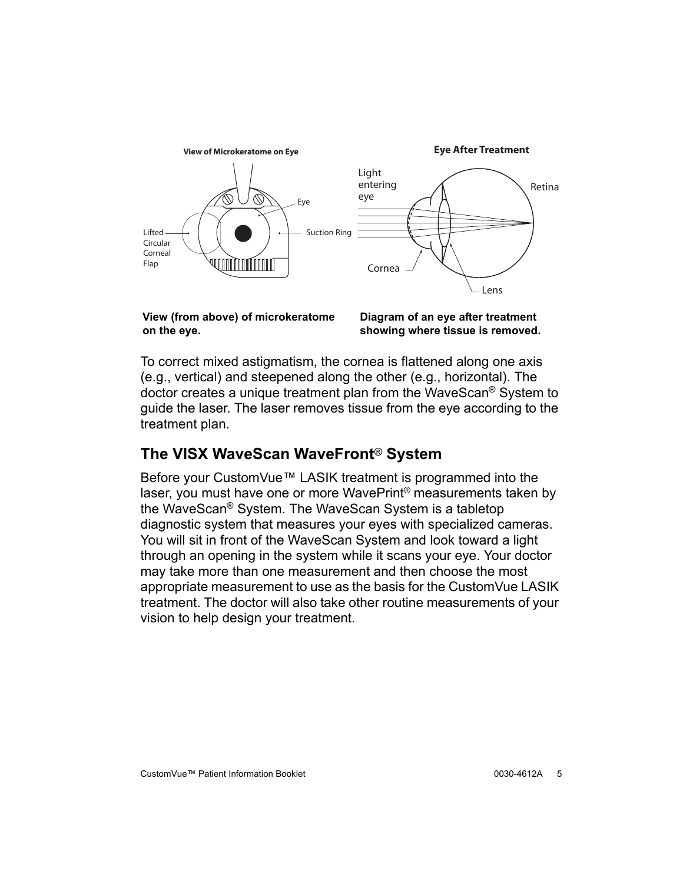**View of Microkeratome on Eye**

Eye

Lifted Circular Corneal Flap

Suction Ring

**Eye After Treatment**

Light entering eye

Retina

Cornea

Lens

**View (from above) of microkeratome on the eye.**

**Diagram of an eye after treatment showing where tissue is removed.**

To correct mixed astigmatism, the cornea is flattened along one axis (e.g., vertical) and steepened along the other (e.g., horizontal). The doctor creates a unique treatment plan from the WaveScan® System to guide the laser. The laser removes tissue from the eye according to the treatment plan.

## The VISX WaveScan WaveFront® System

Before your CustomVue™ LASIK treatment is programmed into the laser, you must have one or more WavePrint® measurements taken by the WaveScan® System. The WaveScan System is a tabletop diagnostic system that measures your eyes with specialized cameras. You will sit in front of the WaveScan System and look toward a light through an opening in the system while it scans your eye. Your doctor may take more than one measurement and then choose the most appropriate measurement to use as the basis for the CustomVue LASIK treatment. The doctor will also take other routine measurements of your vision to help design your treatment.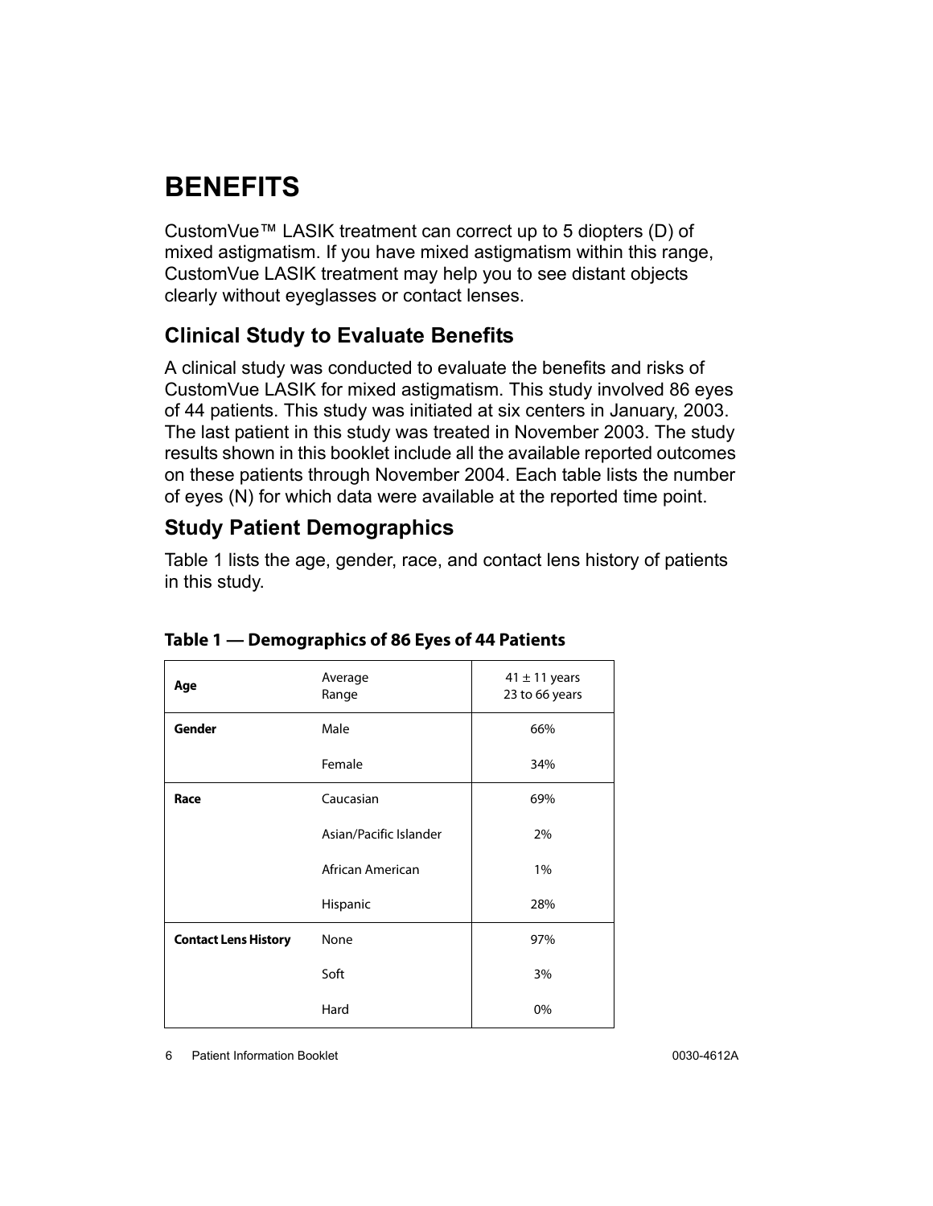# BENEFITS

CustomVue™ LASIK treatment can correct up to 5 diopters (D) of mixed astigmatism. If you have mixed astigmatism within this range, CustomVue LASIK treatment may help you to see distant objects clearly without eyeglasses or contact lenses.

## Clinical Study to Evaluate Benefits

A clinical study was conducted to evaluate the benefits and risks of CustomVue LASIK for mixed astigmatism. This study involved 86 eyes of 44 patients. This study was initiated at six centers in January, 2003. The last patient in this study was treated in November 2003. The study results shown in this booklet include all the available reported outcomes on these patients through November 2004. Each table lists the number of eyes (N) for which data were available at the reported time point.

## Study Patient Demographics

Table 1 lists the age, gender, race, and contact lens history of patients in this study.

**Table 1 — Demographics of 86 Eyes of 44 Patients**

| | | |
|---|---|---|
| **Age** | Average<br>Range | 41 ± 11 years<br>23 to 66 years |
| **Gender** | Male | 66% |
| | Female | 34% |
| **Race** | Caucasian | 69% |
| | Asian/Pacific Islander | 2% |
| | African American | 1% |
| | Hispanic | 28% |
| **Contact Lens History** | None | 97% |
| | Soft | 3% |
| | Hard | 0% |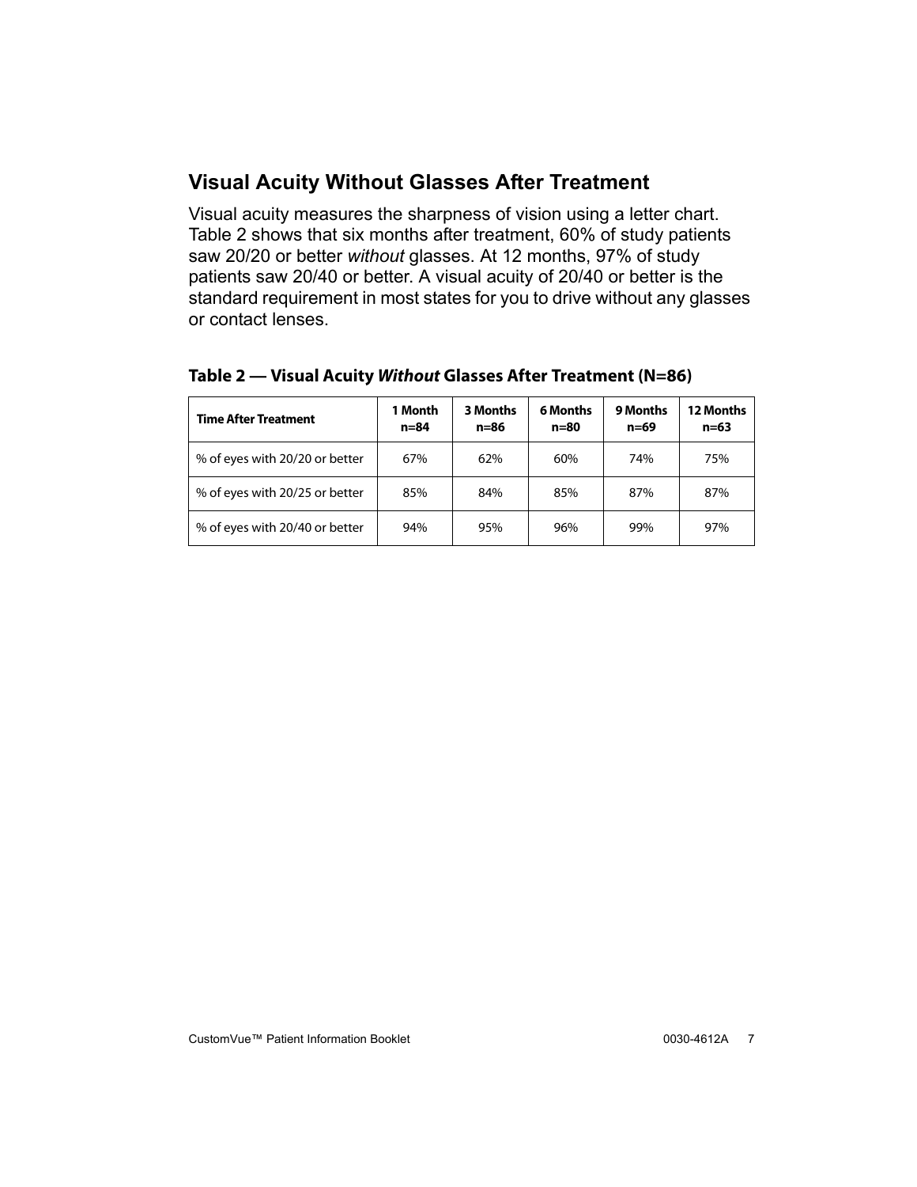## Visual Acuity Without Glasses After Treatment

Visual acuity measures the sharpness of vision using a letter chart. Table 2 shows that six months after treatment, 60% of study patients saw 20/20 or better *without* glasses. At 12 months, 97% of study patients saw 20/40 or better. A visual acuity of 20/40 or better is the standard requirement in most states for you to drive without any glasses or contact lenses.

**Table 2 — Visual Acuity *Without* Glasses After Treatment (N=86)**

| Time After Treatment | 1 Month n=84 | 3 Months n=86 | 6 Months n=80 | 9 Months n=69 | 12 Months n=63 |
|---|---|---|---|---|---|
| % of eyes with 20/20 or better | 67% | 62% | 60% | 74% | 75% |
| % of eyes with 20/25 or better | 85% | 84% | 85% | 87% | 87% |
| % of eyes with 20/40 or better | 94% | 95% | 96% | 99% | 97% |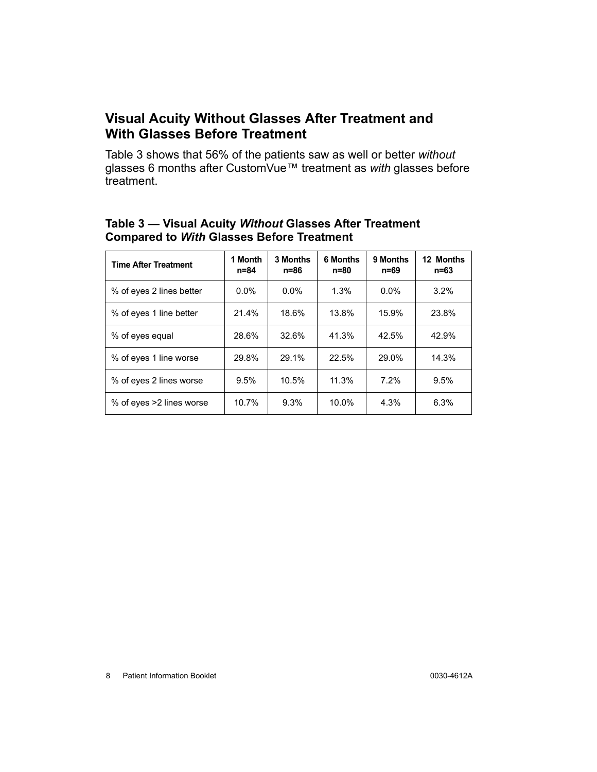## Visual Acuity Without Glasses After Treatment and With Glasses Before Treatment

Table 3 shows that 56% of the patients saw as well or better *without* glasses 6 months after CustomVue™ treatment as *with* glasses before treatment.

### Table 3 — Visual Acuity *Without* Glasses After Treatment Compared to *With* Glasses Before Treatment

| Time After Treatment | 1 Month n=84 | 3 Months n=86 | 6 Months n=80 | 9 Months n=69 | 12 Months n=63 |
|---|---|---|---|---|---|
| % of eyes 2 lines better | 0.0% | 0.0% | 1.3% | 0.0% | 3.2% |
| % of eyes 1 line better | 21.4% | 18.6% | 13.8% | 15.9% | 23.8% |
| % of eyes equal | 28.6% | 32.6% | 41.3% | 42.5% | 42.9% |
| % of eyes 1 line worse | 29.8% | 29.1% | 22.5% | 29.0% | 14.3% |
| % of eyes 2 lines worse | 9.5% | 10.5% | 11.3% | 7.2% | 9.5% |
| % of eyes >2 lines worse | 10.7% | 9.3% | 10.0% | 4.3% | 6.3% |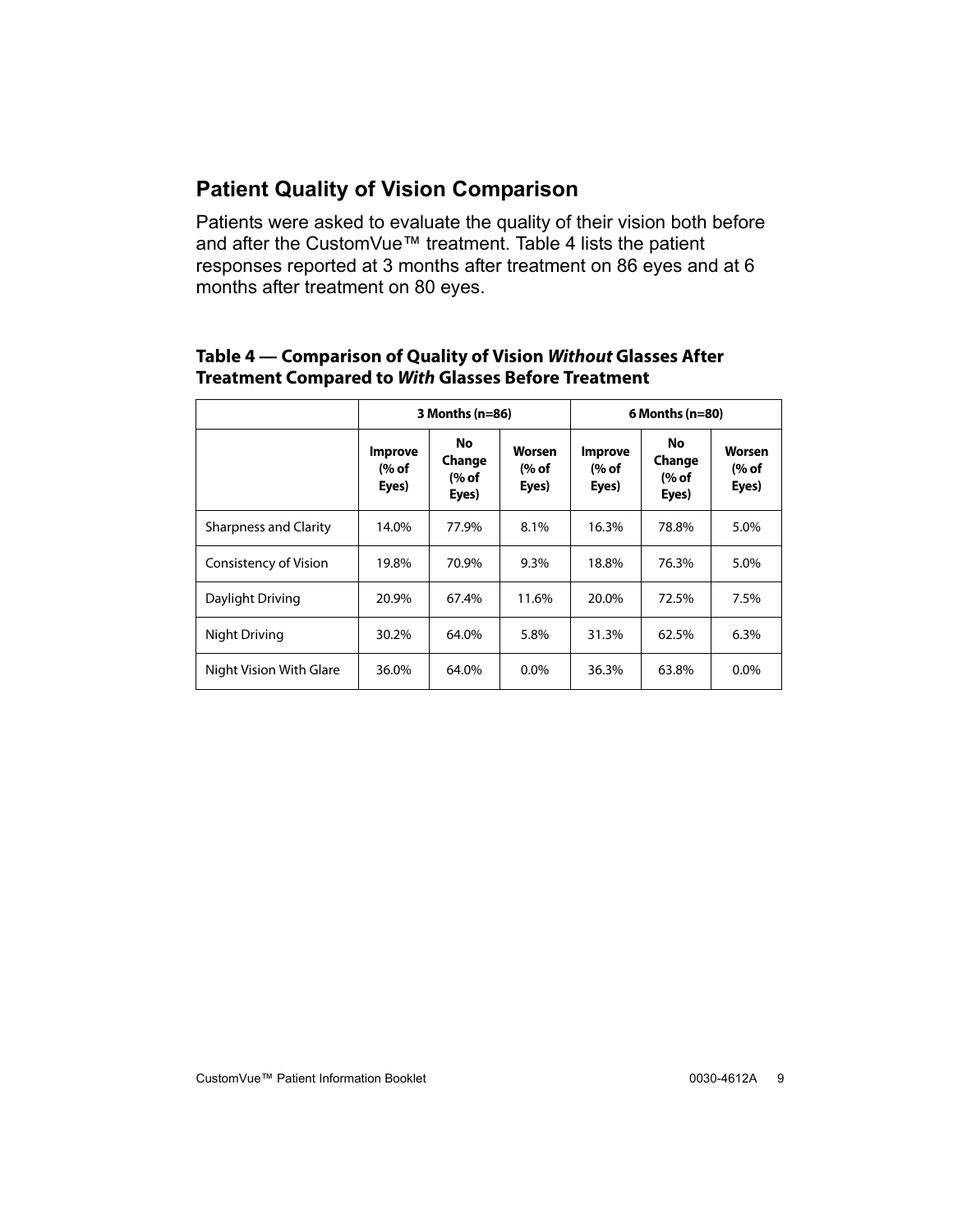## Patient Quality of Vision Comparison

Patients were asked to evaluate the quality of their vision both before and after the CustomVue™ treatment. Table 4 lists the patient responses reported at 3 months after treatment on 86 eyes and at 6 months after treatment on 80 eyes.

**Table 4 — Comparison of Quality of Vision *Without* Glasses After Treatment Compared to *With* Glasses Before Treatment**

| | 3 Months (n=86) | | | 6 Months (n=80) | | |
|---|---|---|---|---|---|---|
| | Improve (% of Eyes) | No Change (% of Eyes) | Worsen (% of Eyes) | Improve (% of Eyes) | No Change (% of Eyes) | Worsen (% of Eyes) |
| Sharpness and Clarity | 14.0% | 77.9% | 8.1% | 16.3% | 78.8% | 5.0% |
| Consistency of Vision | 19.8% | 70.9% | 9.3% | 18.8% | 76.3% | 5.0% |
| Daylight Driving | 20.9% | 67.4% | 11.6% | 20.0% | 72.5% | 7.5% |
| Night Driving | 30.2% | 64.0% | 5.8% | 31.3% | 62.5% | 6.3% |
| Night Vision With Glare | 36.0% | 64.0% | 0.0% | 36.3% | 63.8% | 0.0% |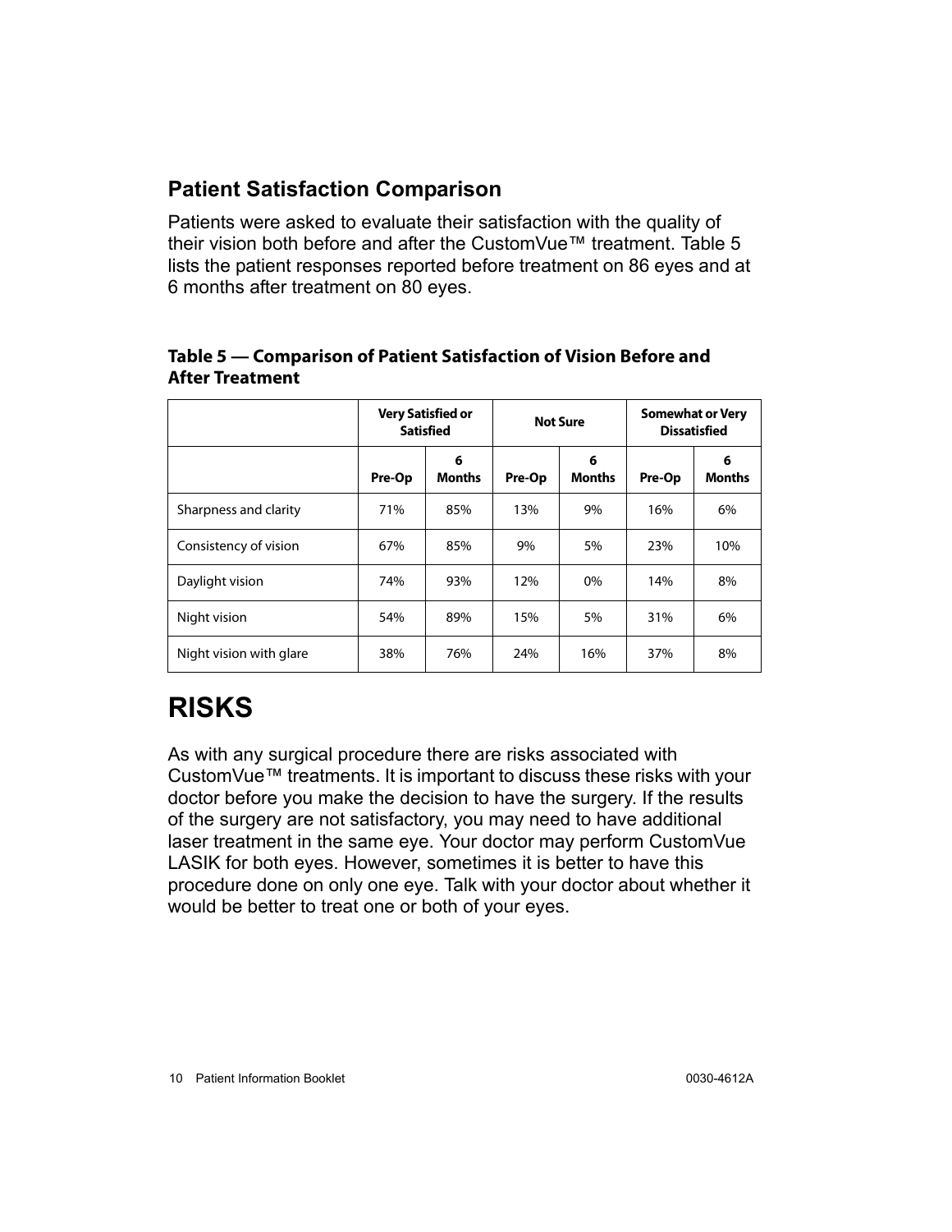## Patient Satisfaction Comparison

Patients were asked to evaluate their satisfaction with the quality of their vision both before and after the CustomVue™ treatment. Table 5 lists the patient responses reported before treatment on 86 eyes and at 6 months after treatment on 80 eyes.

**Table 5 — Comparison of Patient Satisfaction of Vision Before and After Treatment**

| | Very Satisfied or Satisfied | | Not Sure | | Somewhat or Very Dissatisfied | |
|---|---|---|---|---|---|---|
| | Pre-Op | 6 Months | Pre-Op | 6 Months | Pre-Op | 6 Months |
| Sharpness and clarity | 71% | 85% | 13% | 9% | 16% | 6% |
| Consistency of vision | 67% | 85% | 9% | 5% | 23% | 10% |
| Daylight vision | 74% | 93% | 12% | 0% | 14% | 8% |
| Night vision | 54% | 89% | 15% | 5% | 31% | 6% |
| Night vision with glare | 38% | 76% | 24% | 16% | 37% | 8% |

# RISKS

As with any surgical procedure there are risks associated with CustomVue™ treatments. It is important to discuss these risks with your doctor before you make the decision to have the surgery. If the results of the surgery are not satisfactory, you may need to have additional laser treatment in the same eye. Your doctor may perform CustomVue LASIK for both eyes. However, sometimes it is better to have this procedure done on only one eye. Talk with your doctor about whether it would be better to treat one or both of your eyes.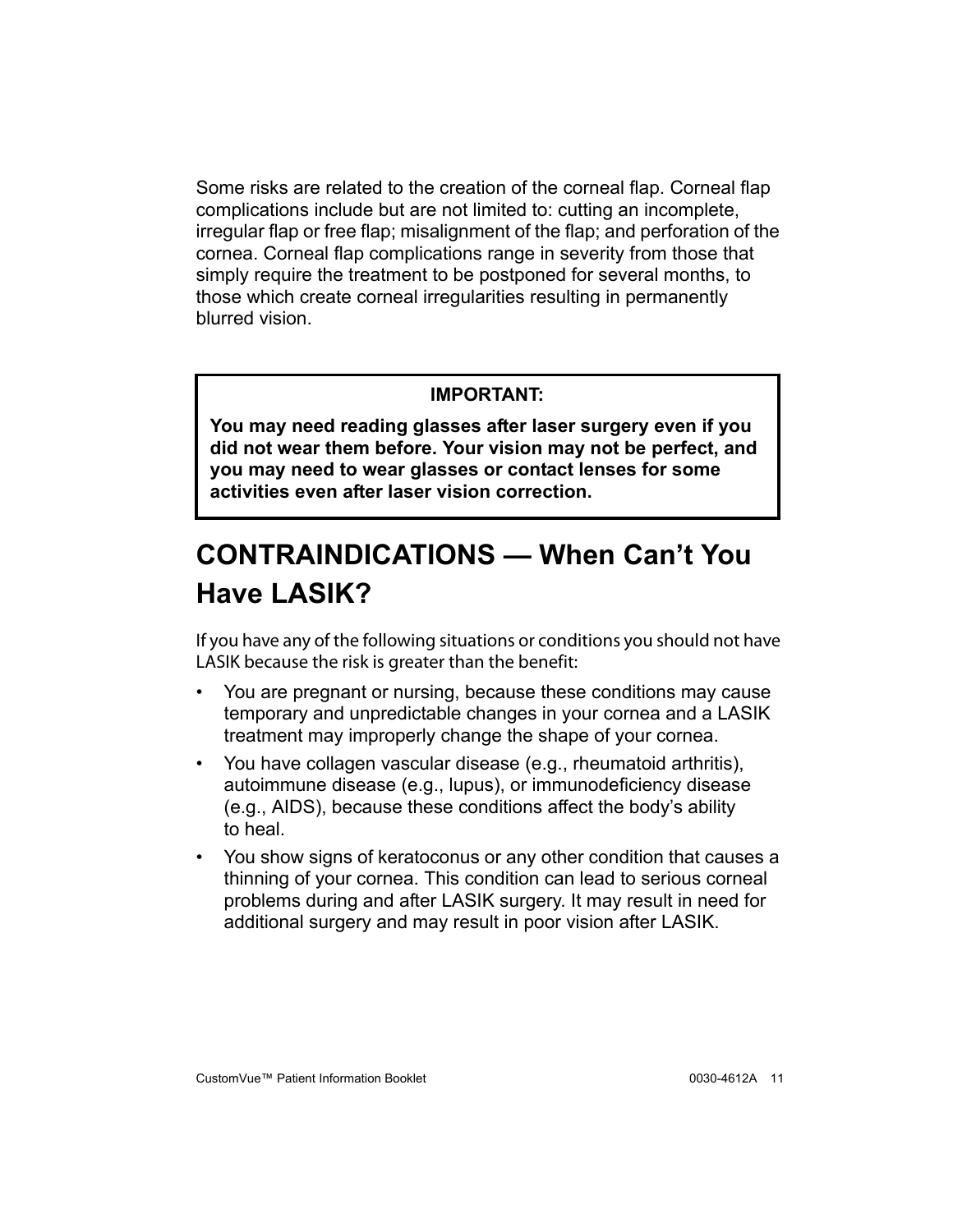Some risks are related to the creation of the corneal flap. Corneal flap complications include but are not limited to: cutting an incomplete, irregular flap or free flap; misalignment of the flap; and perforation of the cornea. Corneal flap complications range in severity from those that simply require the treatment to be postponed for several months, to those which create corneal irregularities resulting in permanently blurred vision.

> **IMPORTANT:**
>
> **You may need reading glasses after laser surgery even if you did not wear them before. Your vision may not be perfect, and you may need to wear glasses or contact lenses for some activities even after laser vision correction.**

## CONTRAINDICATIONS — When Can't You Have LASIK?

If you have any of the following situations or conditions you should not have LASIK because the risk is greater than the benefit:

- You are pregnant or nursing, because these conditions may cause temporary and unpredictable changes in your cornea and a LASIK treatment may improperly change the shape of your cornea.
- You have collagen vascular disease (e.g., rheumatoid arthritis), autoimmune disease (e.g., lupus), or immunodeficiency disease (e.g., AIDS), because these conditions affect the body's ability to heal.
- You show signs of keratoconus or any other condition that causes a thinning of your cornea. This condition can lead to serious corneal problems during and after LASIK surgery. It may result in need for additional surgery and may result in poor vision after LASIK.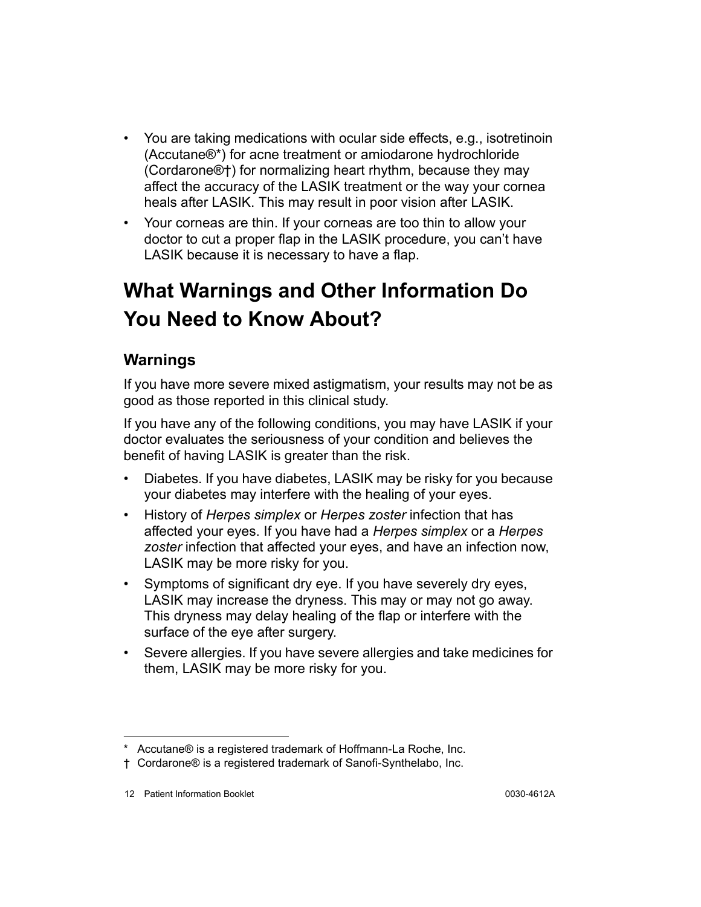- You are taking medications with ocular side effects, e.g., isotretinoin (Accutane®*) for acne treatment or amiodarone hydrochloride (Cordarone®†) for normalizing heart rhythm, because they may affect the accuracy of the LASIK treatment or the way your cornea heals after LASIK. This may result in poor vision after LASIK.
- Your corneas are thin. If your corneas are too thin to allow your doctor to cut a proper flap in the LASIK procedure, you can't have LASIK because it is necessary to have a flap.

# What Warnings and Other Information Do You Need to Know About?

## Warnings

If you have more severe mixed astigmatism, your results may not be as good as those reported in this clinical study.

If you have any of the following conditions, you may have LASIK if your doctor evaluates the seriousness of your condition and believes the benefit of having LASIK is greater than the risk.

- Diabetes. If you have diabetes, LASIK may be risky for you because your diabetes may interfere with the healing of your eyes.
- History of *Herpes simplex* or *Herpes zoster* infection that has affected your eyes. If you have had a *Herpes simplex* or a *Herpes zoster* infection that affected your eyes, and have an infection now, LASIK may be more risky for you.
- Symptoms of significant dry eye. If you have severely dry eyes, LASIK may increase the dryness. This may or may not go away. This dryness may delay healing of the flap or interfere with the surface of the eye after surgery.
- Severe allergies. If you have severe allergies and take medicines for them, LASIK may be more risky for you.

---

* Accutane® is a registered trademark of Hoffmann-La Roche, Inc.

† Cordarone® is a registered trademark of Sanofi-Synthelabo, Inc.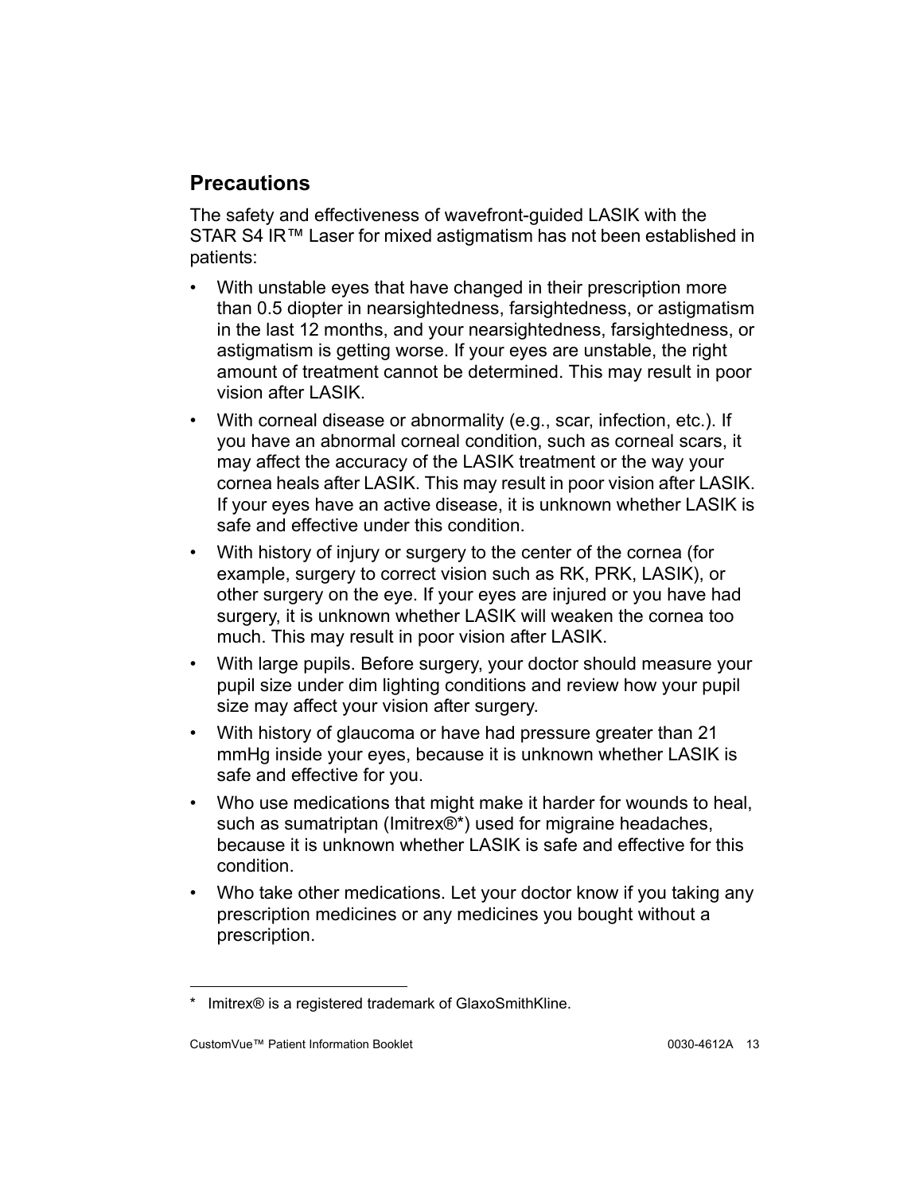## Precautions

The safety and effectiveness of wavefront-guided LASIK with the STAR S4 IR™ Laser for mixed astigmatism has not been established in patients:

- With unstable eyes that have changed in their prescription more than 0.5 diopter in nearsightedness, farsightedness, or astigmatism in the last 12 months, and your nearsightedness, farsightedness, or astigmatism is getting worse. If your eyes are unstable, the right amount of treatment cannot be determined. This may result in poor vision after LASIK.
- With corneal disease or abnormality (e.g., scar, infection, etc.). If you have an abnormal corneal condition, such as corneal scars, it may affect the accuracy of the LASIK treatment or the way your cornea heals after LASIK. This may result in poor vision after LASIK. If your eyes have an active disease, it is unknown whether LASIK is safe and effective under this condition.
- With history of injury or surgery to the center of the cornea (for example, surgery to correct vision such as RK, PRK, LASIK), or other surgery on the eye. If your eyes are injured or you have had surgery, it is unknown whether LASIK will weaken the cornea too much. This may result in poor vision after LASIK.
- With large pupils. Before surgery, your doctor should measure your pupil size under dim lighting conditions and review how your pupil size may affect your vision after surgery.
- With history of glaucoma or have had pressure greater than 21 mmHg inside your eyes, because it is unknown whether LASIK is safe and effective for you.
- Who use medications that might make it harder for wounds to heal, such as sumatriptan (Imitrex®*) used for migraine headaches, because it is unknown whether LASIK is safe and effective for this condition.
- Who take other medications. Let your doctor know if you taking any prescription medicines or any medicines you bought without a prescription.

---

* Imitrex® is a registered trademark of GlaxoSmithKline.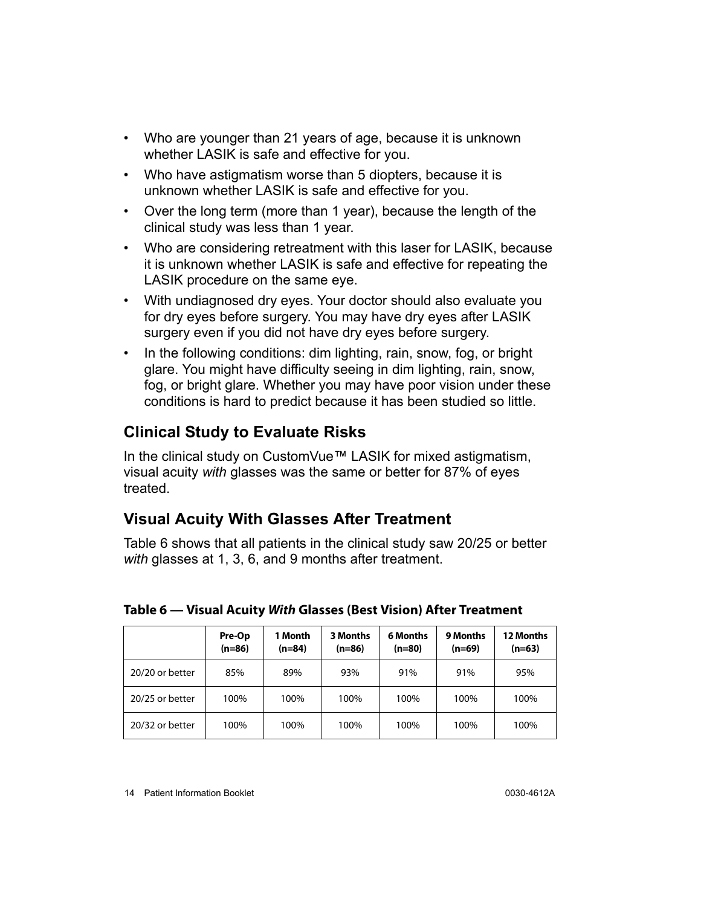- Who are younger than 21 years of age, because it is unknown whether LASIK is safe and effective for you.
- Who have astigmatism worse than 5 diopters, because it is unknown whether LASIK is safe and effective for you.
- Over the long term (more than 1 year), because the length of the clinical study was less than 1 year.
- Who are considering retreatment with this laser for LASIK, because it is unknown whether LASIK is safe and effective for repeating the LASIK procedure on the same eye.
- With undiagnosed dry eyes. Your doctor should also evaluate you for dry eyes before surgery. You may have dry eyes after LASIK surgery even if you did not have dry eyes before surgery.
- In the following conditions: dim lighting, rain, snow, fog, or bright glare. You might have difficulty seeing in dim lighting, rain, snow, fog, or bright glare. Whether you may have poor vision under these conditions is hard to predict because it has been studied so little.

## Clinical Study to Evaluate Risks

In the clinical study on CustomVue™ LASIK for mixed astigmatism, visual acuity *with* glasses was the same or better for 87% of eyes treated.

## Visual Acuity With Glasses After Treatment

Table 6 shows that all patients in the clinical study saw 20/25 or better *with* glasses at 1, 3, 6, and 9 months after treatment.

**Table 6 — Visual Acuity *With* Glasses (Best Vision) After Treatment**

| | Pre-Op (n=86) | 1 Month (n=84) | 3 Months (n=86) | 6 Months (n=80) | 9 Months (n=69) | 12 Months (n=63) |
|---|---|---|---|---|---|---|
| 20/20 or better | 85% | 89% | 93% | 91% | 91% | 95% |
| 20/25 or better | 100% | 100% | 100% | 100% | 100% | 100% |
| 20/32 or better | 100% | 100% | 100% | 100% | 100% | 100% |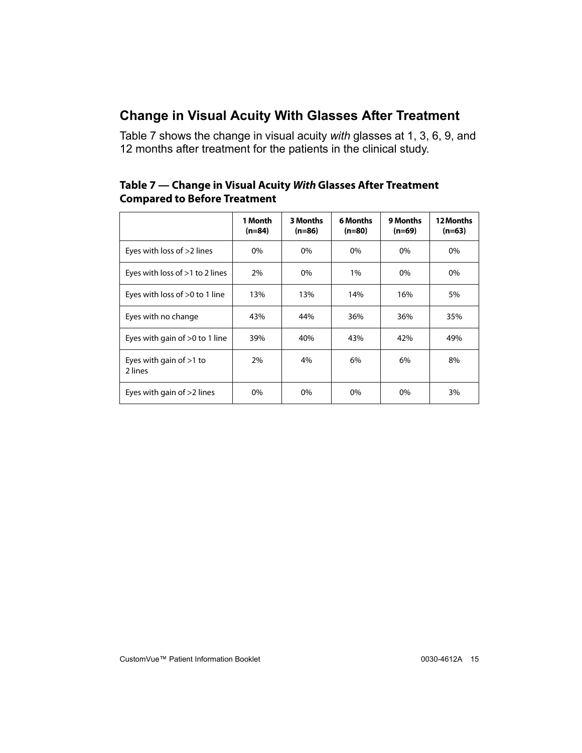## Change in Visual Acuity With Glasses After Treatment

Table 7 shows the change in visual acuity *with* glasses at 1, 3, 6, 9, and 12 months after treatment for the patients in the clinical study.

**Table 7 — Change in Visual Acuity *With* Glasses After Treatment Compared to Before Treatment**

| | 1 Month (n=84) | 3 Months (n=86) | 6 Months (n=80) | 9 Months (n=69) | 12 Months (n=63) |
|---|---|---|---|---|---|
| Eyes with loss of >2 lines | 0% | 0% | 0% | 0% | 0% |
| Eyes with loss of >1 to 2 lines | 2% | 0% | 1% | 0% | 0% |
| Eyes with loss of >0 to 1 line | 13% | 13% | 14% | 16% | 5% |
| Eyes with no change | 43% | 44% | 36% | 36% | 35% |
| Eyes with gain of >0 to 1 line | 39% | 40% | 43% | 42% | 49% |
| Eyes with gain of >1 to 2 lines | 2% | 4% | 6% | 6% | 8% |
| Eyes with gain of >2 lines | 0% | 0% | 0% | 0% | 3% |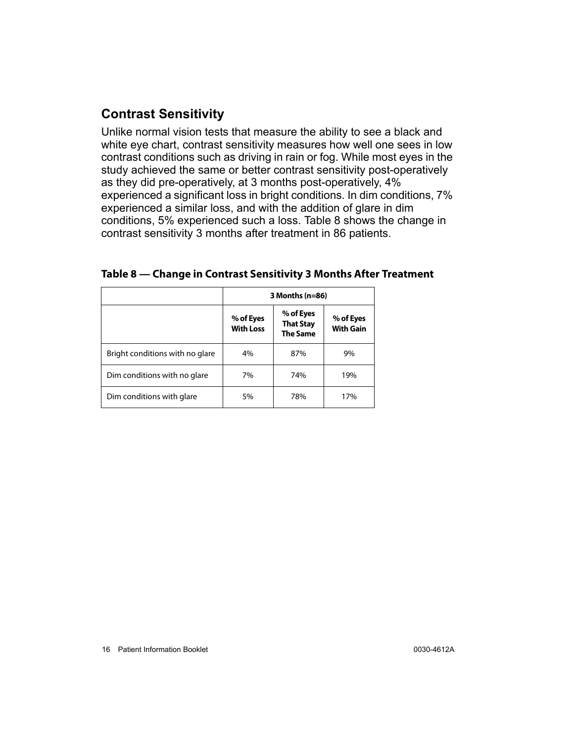## Contrast Sensitivity

Unlike normal vision tests that measure the ability to see a black and white eye chart, contrast sensitivity measures how well one sees in low contrast conditions such as driving in rain or fog. While most eyes in the study achieved the same or better contrast sensitivity post-operatively as they did pre-operatively, at 3 months post-operatively, 4% experienced a significant loss in bright conditions. In dim conditions, 7% experienced a similar loss, and with the addition of glare in dim conditions, 5% experienced such a loss. Table 8 shows the change in contrast sensitivity 3 months after treatment in 86 patients.

**Table 8 — Change in Contrast Sensitivity 3 Months After Treatment**

| | 3 Months (n=86) | | |
|---|---|---|---|
| | % of Eyes With Loss | % of Eyes That Stay The Same | % of Eyes With Gain |
| Bright conditions with no glare | 4% | 87% | 9% |
| Dim conditions with no glare | 7% | 74% | 19% |
| Dim conditions with glare | 5% | 78% | 17% |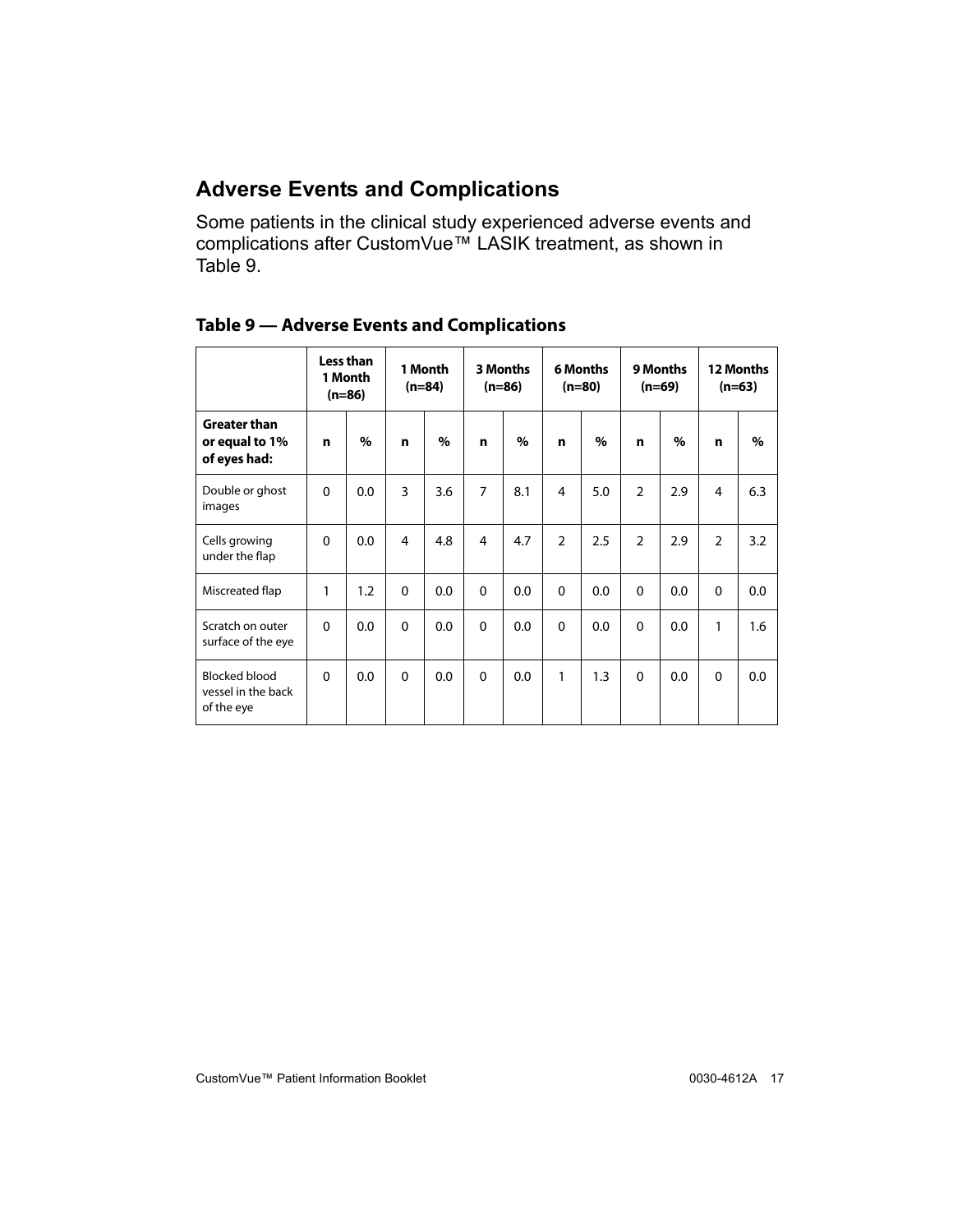## Adverse Events and Complications

Some patients in the clinical study experienced adverse events and complications after CustomVue™ LASIK treatment, as shown in Table 9.

**Table 9 — Adverse Events and Complications**

| | Less than 1 Month (n=86) | | 1 Month (n=84) | | 3 Months (n=86) | | 6 Months (n=80) | | 9 Months (n=69) | | 12 Months (n=63) | |
|---|---|---|---|---|---|---|---|---|---|---|---|---|
| **Greater than or equal to 1% of eyes had:** | **n** | **%** | **n** | **%** | **n** | **%** | **n** | **%** | **n** | **%** | **n** | **%** |
| Double or ghost images | 0 | 0.0 | 3 | 3.6 | 7 | 8.1 | 4 | 5.0 | 2 | 2.9 | 4 | 6.3 |
| Cells growing under the flap | 0 | 0.0 | 4 | 4.8 | 4 | 4.7 | 2 | 2.5 | 2 | 2.9 | 2 | 3.2 |
| Miscreated flap | 1 | 1.2 | 0 | 0.0 | 0 | 0.0 | 0 | 0.0 | 0 | 0.0 | 0 | 0.0 |
| Scratch on outer surface of the eye | 0 | 0.0 | 0 | 0.0 | 0 | 0.0 | 0 | 0.0 | 0 | 0.0 | 1 | 1.6 |
| Blocked blood vessel in the back of the eye | 0 | 0.0 | 0 | 0.0 | 0 | 0.0 | 1 | 1.3 | 0 | 0.0 | 0 | 0.0 |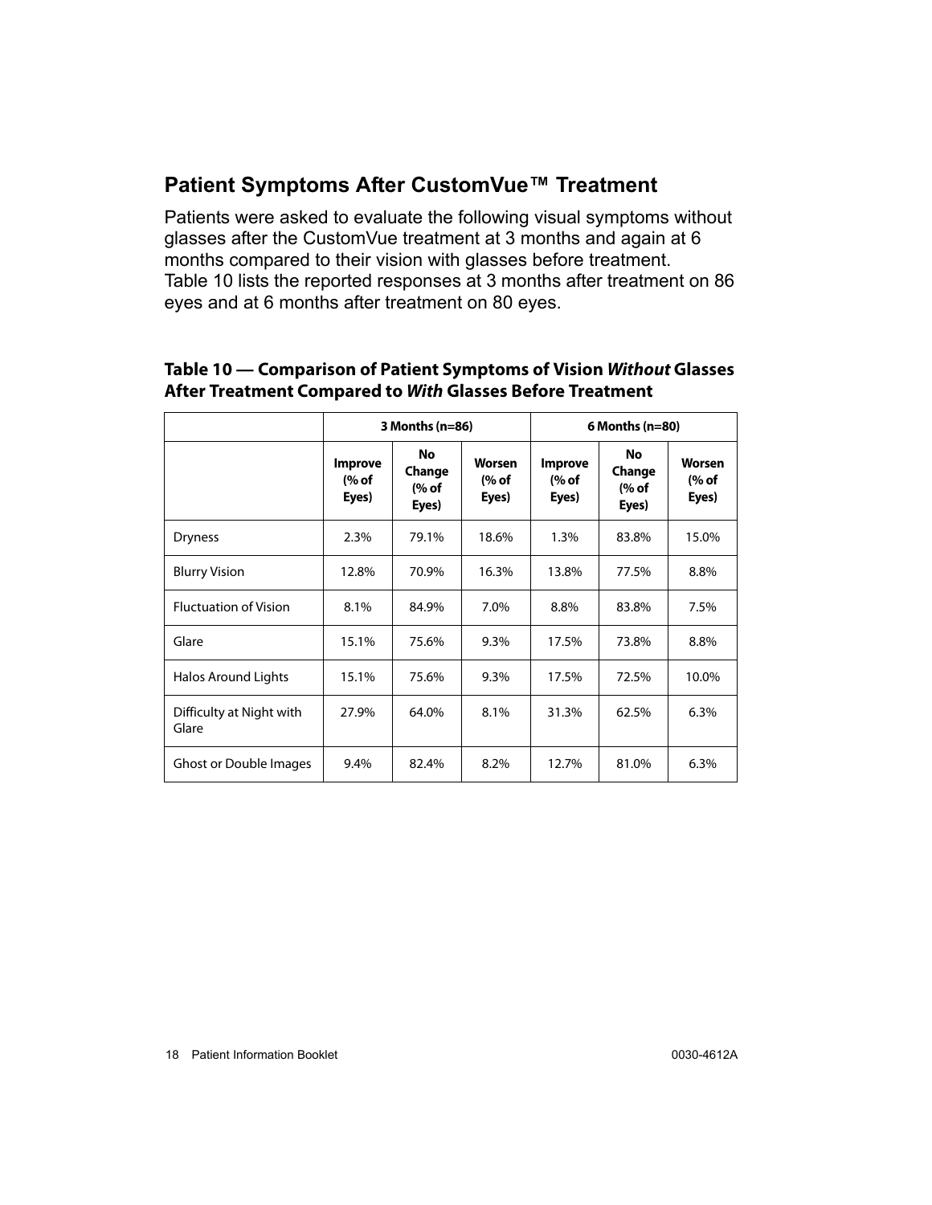## Patient Symptoms After CustomVue™ Treatment

Patients were asked to evaluate the following visual symptoms without glasses after the CustomVue treatment at 3 months and again at 6 months compared to their vision with glasses before treatment. Table 10 lists the reported responses at 3 months after treatment on 86 eyes and at 6 months after treatment on 80 eyes.

**Table 10 — Comparison of Patient Symptoms of Vision *Without* Glasses After Treatment Compared to *With* Glasses Before Treatment**

| | 3 Months (n=86) | | | 6 Months (n=80) | | |
|---|---|---|---|---|---|---|
| | Improve (% of Eyes) | No Change (% of Eyes) | Worsen (% of Eyes) | Improve (% of Eyes) | No Change (% of Eyes) | Worsen (% of Eyes) |
| Dryness | 2.3% | 79.1% | 18.6% | 1.3% | 83.8% | 15.0% |
| Blurry Vision | 12.8% | 70.9% | 16.3% | 13.8% | 77.5% | 8.8% |
| Fluctuation of Vision | 8.1% | 84.9% | 7.0% | 8.8% | 83.8% | 7.5% |
| Glare | 15.1% | 75.6% | 9.3% | 17.5% | 73.8% | 8.8% |
| Halos Around Lights | 15.1% | 75.6% | 9.3% | 17.5% | 72.5% | 10.0% |
| Difficulty at Night with Glare | 27.9% | 64.0% | 8.1% | 31.3% | 62.5% | 6.3% |
| Ghost or Double Images | 9.4% | 82.4% | 8.2% | 12.7% | 81.0% | 6.3% |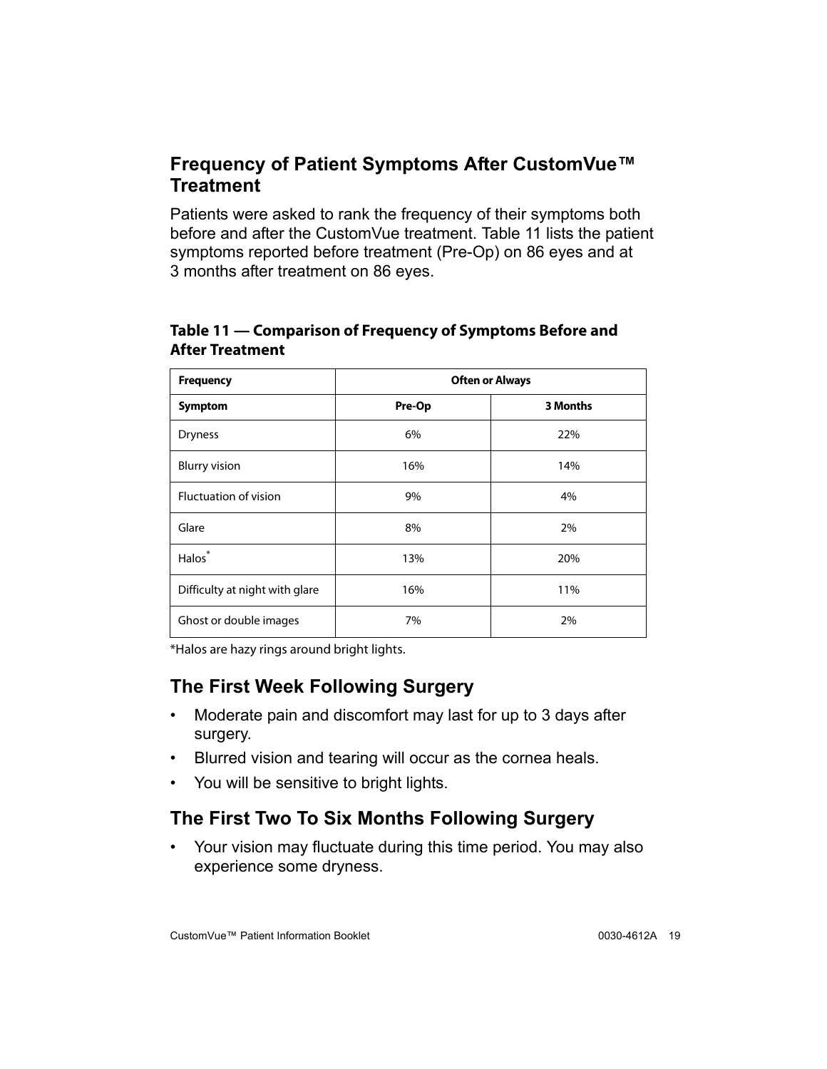## Frequency of Patient Symptoms After CustomVue™ Treatment

Patients were asked to rank the frequency of their symptoms both before and after the CustomVue treatment. Table 11 lists the patient symptoms reported before treatment (Pre-Op) on 86 eyes and at 3 months after treatment on 86 eyes.

**Table 11 — Comparison of Frequency of Symptoms Before and After Treatment**

| Frequency | Often or Always | |
|---|---|---|
| **Symptom** | **Pre-Op** | **3 Months** |
| Dryness | 6% | 22% |
| Blurry vision | 16% | 14% |
| Fluctuation of vision | 9% | 4% |
| Glare | 8% | 2% |
| Halos* | 13% | 20% |
| Difficulty at night with glare | 16% | 11% |
| Ghost or double images | 7% | 2% |

*Halos are hazy rings around bright lights.

## The First Week Following Surgery

- Moderate pain and discomfort may last for up to 3 days after surgery.
- Blurred vision and tearing will occur as the cornea heals.
- You will be sensitive to bright lights.

## The First Two To Six Months Following Surgery

- Your vision may fluctuate during this time period. You may also experience some dryness.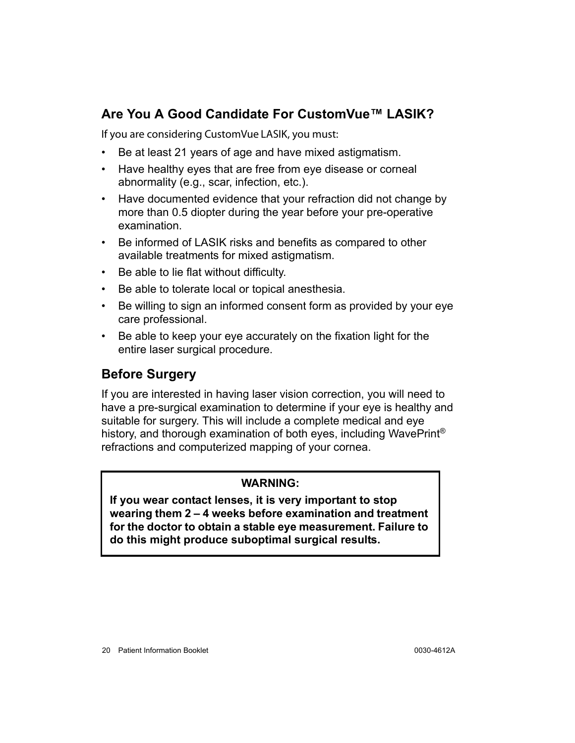## Are You A Good Candidate For CustomVue™ LASIK?

If you are considering CustomVue LASIK, you must:

- Be at least 21 years of age and have mixed astigmatism.
- Have healthy eyes that are free from eye disease or corneal abnormality (e.g., scar, infection, etc.).
- Have documented evidence that your refraction did not change by more than 0.5 diopter during the year before your pre-operative examination.
- Be informed of LASIK risks and benefits as compared to other available treatments for mixed astigmatism.
- Be able to lie flat without difficulty.
- Be able to tolerate local or topical anesthesia.
- Be willing to sign an informed consent form as provided by your eye care professional.
- Be able to keep your eye accurately on the fixation light for the entire laser surgical procedure.

## Before Surgery

If you are interested in having laser vision correction, you will need to have a pre-surgical examination to determine if your eye is healthy and suitable for surgery. This will include a complete medical and eye history, and thorough examination of both eyes, including WavePrint® refractions and computerized mapping of your cornea.

**WARNING:**

**If you wear contact lenses, it is very important to stop wearing them 2 – 4 weeks before examination and treatment for the doctor to obtain a stable eye measurement. Failure to do this might produce suboptimal surgical results.**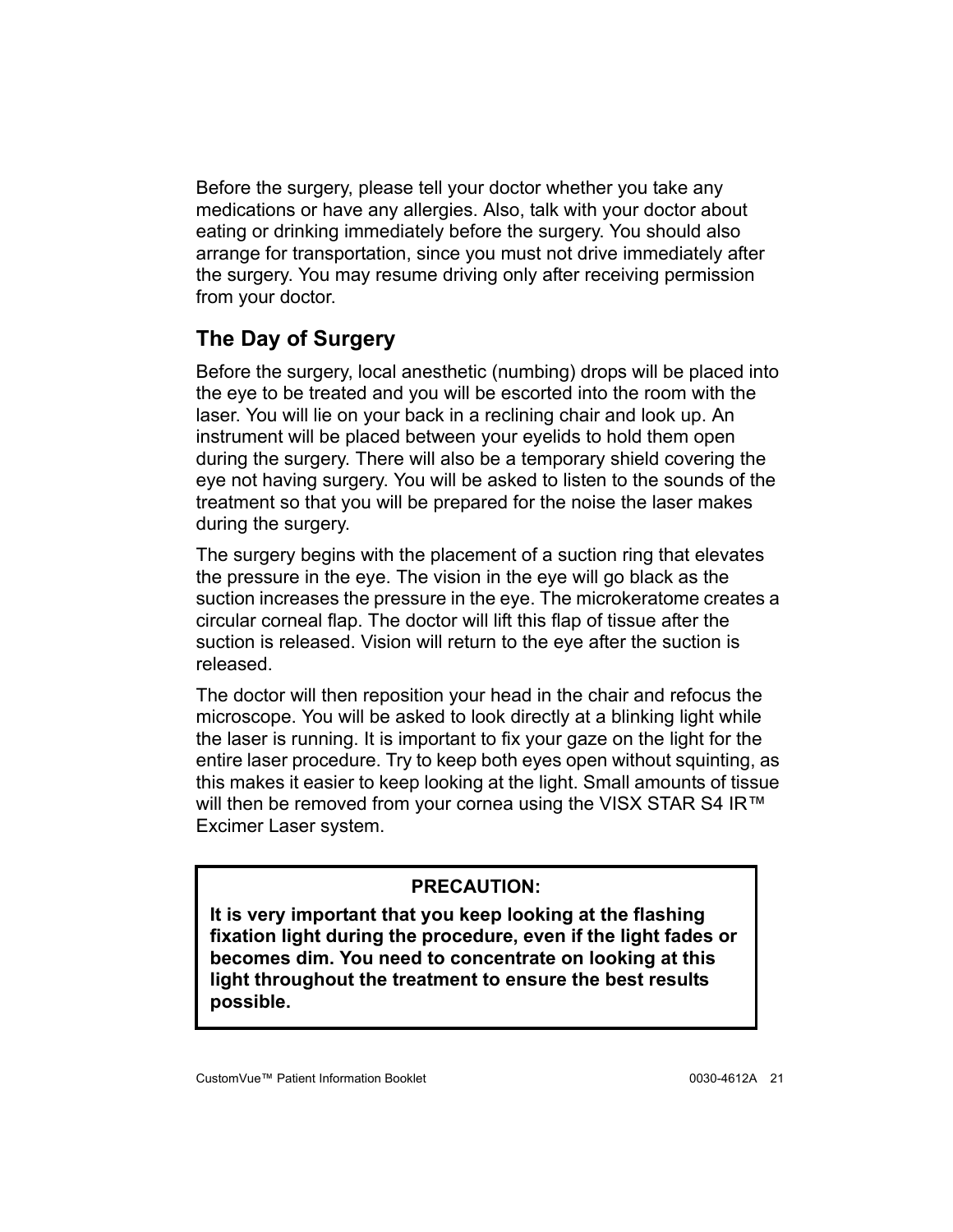Before the surgery, please tell your doctor whether you take any medications or have any allergies. Also, talk with your doctor about eating or drinking immediately before the surgery. You should also arrange for transportation, since you must not drive immediately after the surgery. You may resume driving only after receiving permission from your doctor.

## The Day of Surgery

Before the surgery, local anesthetic (numbing) drops will be placed into the eye to be treated and you will be escorted into the room with the laser. You will lie on your back in a reclining chair and look up. An instrument will be placed between your eyelids to hold them open during the surgery. There will also be a temporary shield covering the eye not having surgery. You will be asked to listen to the sounds of the treatment so that you will be prepared for the noise the laser makes during the surgery.

The surgery begins with the placement of a suction ring that elevates the pressure in the eye. The vision in the eye will go black as the suction increases the pressure in the eye. The microkeratome creates a circular corneal flap. The doctor will lift this flap of tissue after the suction is released. Vision will return to the eye after the suction is released.

The doctor will then reposition your head in the chair and refocus the microscope. You will be asked to look directly at a blinking light while the laser is running. It is important to fix your gaze on the light for the entire laser procedure. Try to keep both eyes open without squinting, as this makes it easier to keep looking at the light. Small amounts of tissue will then be removed from your cornea using the VISX STAR S4 IR™ Excimer Laser system.

**PRECAUTION:**

**It is very important that you keep looking at the flashing fixation light during the procedure, even if the light fades or becomes dim. You need to concentrate on looking at this light throughout the treatment to ensure the best results possible.**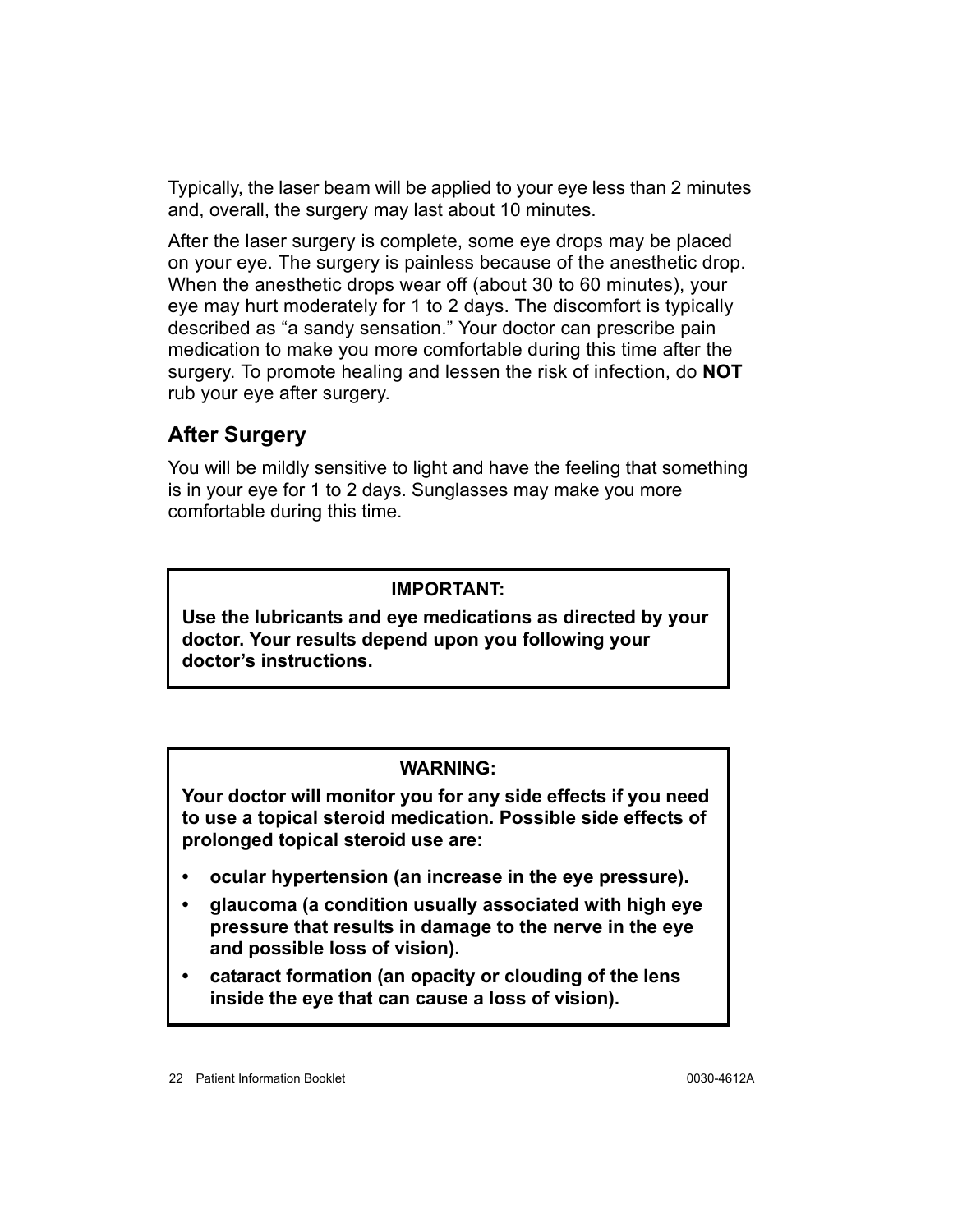Typically, the laser beam will be applied to your eye less than 2 minutes and, overall, the surgery may last about 10 minutes.

After the laser surgery is complete, some eye drops may be placed on your eye. The surgery is painless because of the anesthetic drop. When the anesthetic drops wear off (about 30 to 60 minutes), your eye may hurt moderately for 1 to 2 days. The discomfort is typically described as “a sandy sensation.” Your doctor can prescribe pain medication to make you more comfortable during this time after the surgery. To promote healing and lessen the risk of infection, do **NOT** rub your eye after surgery.

## After Surgery

You will be mildly sensitive to light and have the feeling that something is in your eye for 1 to 2 days. Sunglasses may make you more comfortable during this time.

> **IMPORTANT:**
>
> **Use the lubricants and eye medications as directed by your doctor. Your results depend upon you following your doctor’s instructions.**

> **WARNING:**
>
> **Your doctor will monitor you for any side effects if you need to use a topical steroid medication. Possible side effects of prolonged topical steroid use are:**
>
> - **ocular hypertension (an increase in the eye pressure).**
> - **glaucoma (a condition usually associated with high eye pressure that results in damage to the nerve in the eye and possible loss of vision).**
> - **cataract formation (an opacity or clouding of the lens inside the eye that can cause a loss of vision).**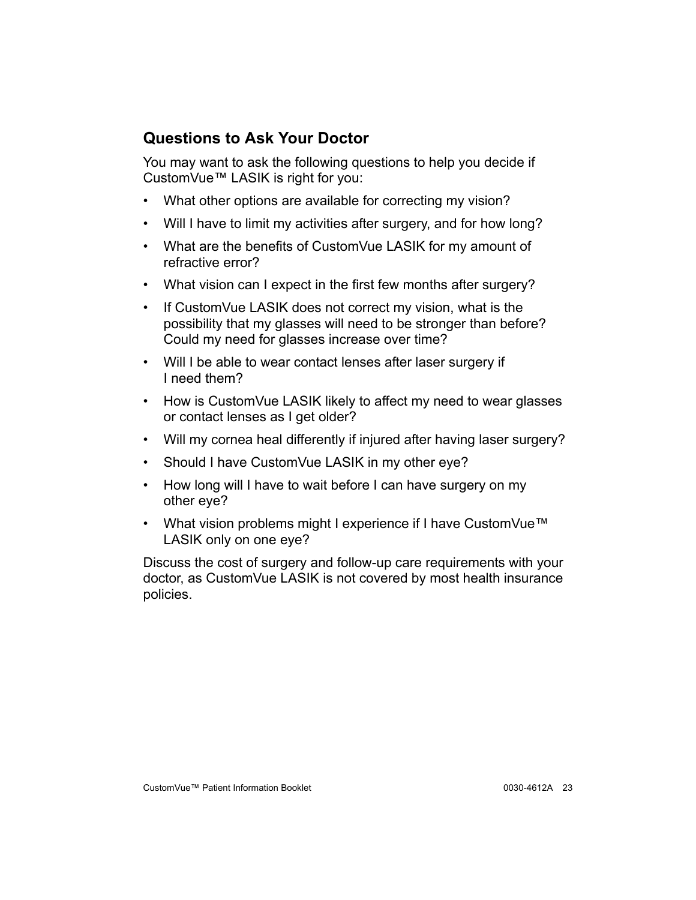## Questions to Ask Your Doctor

You may want to ask the following questions to help you decide if CustomVue™ LASIK is right for you:

- What other options are available for correcting my vision?
- Will I have to limit my activities after surgery, and for how long?
- What are the benefits of CustomVue LASIK for my amount of refractive error?
- What vision can I expect in the first few months after surgery?
- If CustomVue LASIK does not correct my vision, what is the possibility that my glasses will need to be stronger than before? Could my need for glasses increase over time?
- Will I be able to wear contact lenses after laser surgery if I need them?
- How is CustomVue LASIK likely to affect my need to wear glasses or contact lenses as I get older?
- Will my cornea heal differently if injured after having laser surgery?
- Should I have CustomVue LASIK in my other eye?
- How long will I have to wait before I can have surgery on my other eye?
- What vision problems might I experience if I have CustomVue™ LASIK only on one eye?

Discuss the cost of surgery and follow-up care requirements with your doctor, as CustomVue LASIK is not covered by most health insurance policies.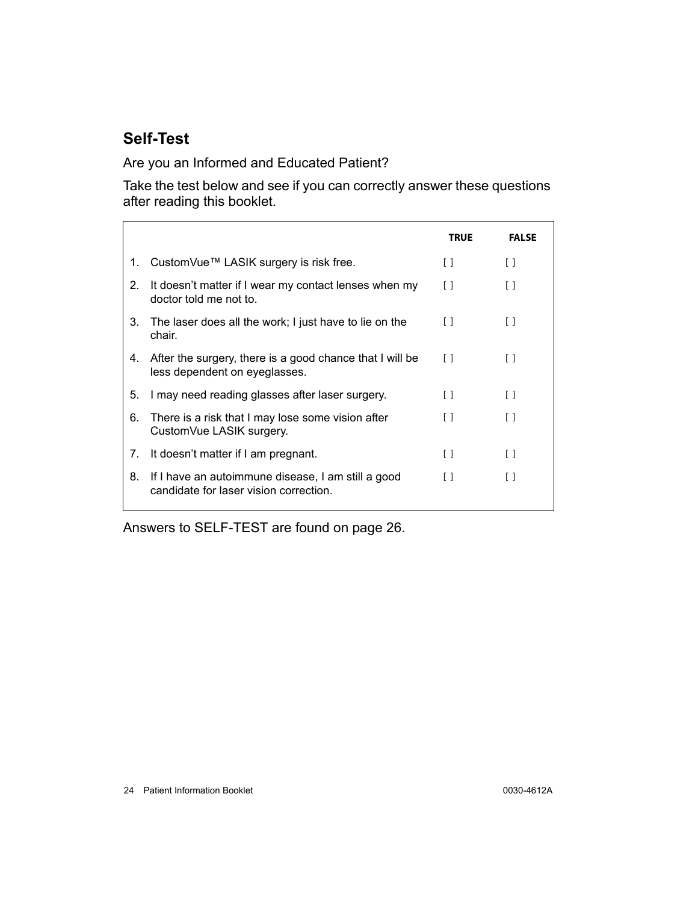## Self-Test

Are you an Informed and Educated Patient?

Take the test below and see if you can correctly answer these questions after reading this booklet.

| | | TRUE | FALSE |
|---|---|---|---|
| 1. | CustomVue™ LASIK surgery is risk free. | [ ] | [ ] |
| 2. | It doesn't matter if I wear my contact lenses when my doctor told me not to. | [ ] | [ ] |
| 3. | The laser does all the work; I just have to lie on the chair. | [ ] | [ ] |
| 4. | After the surgery, there is a good chance that I will be less dependent on eyeglasses. | [ ] | [ ] |
| 5. | I may need reading glasses after laser surgery. | [ ] | [ ] |
| 6. | There is a risk that I may lose some vision after CustomVue LASIK surgery. | [ ] | [ ] |
| 7. | It doesn't matter if I am pregnant. | [ ] | [ ] |
| 8. | If I have an autoimmune disease, I am still a good candidate for laser vision correction. | [ ] | [ ] |

Answers to SELF-TEST are found on page 26.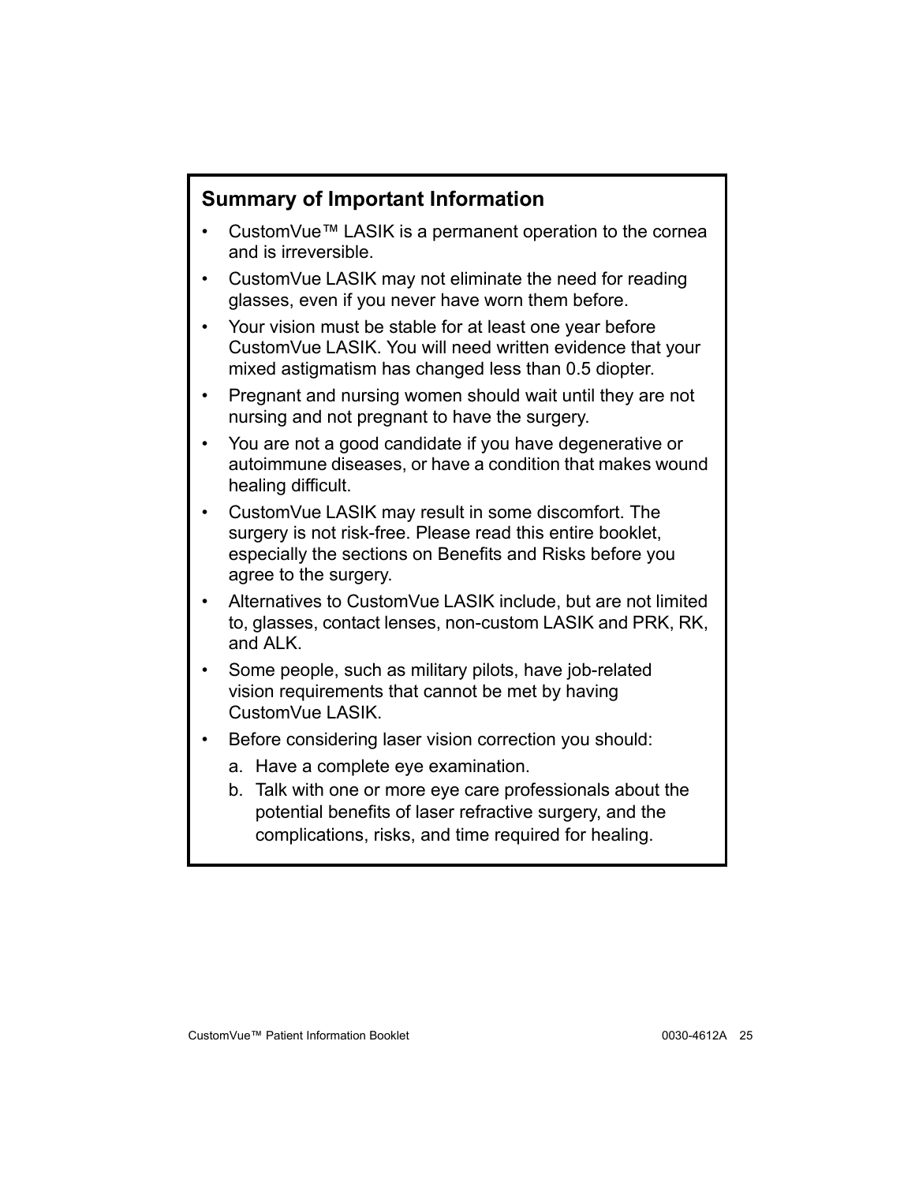## Summary of Important Information

- CustomVue™ LASIK is a permanent operation to the cornea and is irreversible.
- CustomVue LASIK may not eliminate the need for reading glasses, even if you never have worn them before.
- Your vision must be stable for at least one year before CustomVue LASIK. You will need written evidence that your mixed astigmatism has changed less than 0.5 diopter.
- Pregnant and nursing women should wait until they are not nursing and not pregnant to have the surgery.
- You are not a good candidate if you have degenerative or autoimmune diseases, or have a condition that makes wound healing difficult.
- CustomVue LASIK may result in some discomfort. The surgery is not risk-free. Please read this entire booklet, especially the sections on Benefits and Risks before you agree to the surgery.
- Alternatives to CustomVue LASIK include, but are not limited to, glasses, contact lenses, non-custom LASIK and PRK, RK, and ALK.
- Some people, such as military pilots, have job-related vision requirements that cannot be met by having CustomVue LASIK.
- Before considering laser vision correction you should:
  a. Have a complete eye examination.
  b. Talk with one or more eye care professionals about the potential benefits of laser refractive surgery, and the complications, risks, and time required for healing.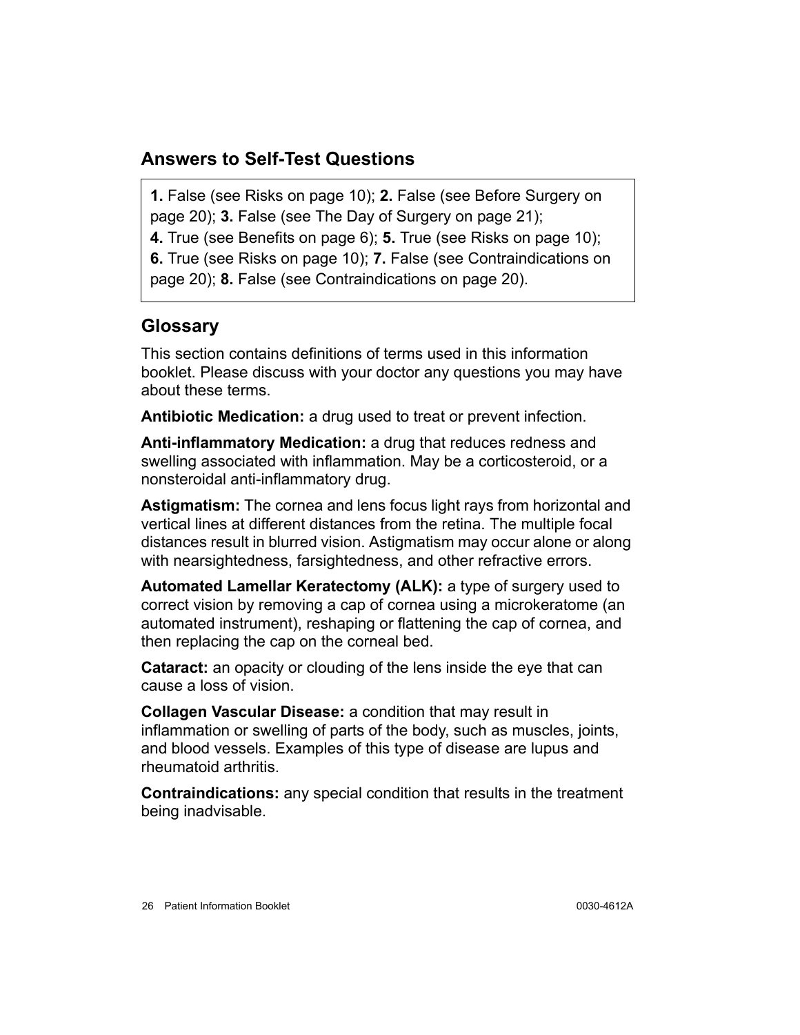## Answers to Self-Test Questions

**1.** False (see Risks on page 10); **2.** False (see Before Surgery on page 20); **3.** False (see The Day of Surgery on page 21); **4.** True (see Benefits on page 6); **5.** True (see Risks on page 10); **6.** True (see Risks on page 10); **7.** False (see Contraindications on page 20); **8.** False (see Contraindications on page 20).

## Glossary

This section contains definitions of terms used in this information booklet. Please discuss with your doctor any questions you may have about these terms.

**Antibiotic Medication:** a drug used to treat or prevent infection.

**Anti-inflammatory Medication:** a drug that reduces redness and swelling associated with inflammation. May be a corticosteroid, or a nonsteroidal anti-inflammatory drug.

**Astigmatism:** The cornea and lens focus light rays from horizontal and vertical lines at different distances from the retina. The multiple focal distances result in blurred vision. Astigmatism may occur alone or along with nearsightedness, farsightedness, and other refractive errors.

**Automated Lamellar Keratectomy (ALK):** a type of surgery used to correct vision by removing a cap of cornea using a microkeratome (an automated instrument), reshaping or flattening the cap of cornea, and then replacing the cap on the corneal bed.

**Cataract:** an opacity or clouding of the lens inside the eye that can cause a loss of vision.

**Collagen Vascular Disease:** a condition that may result in inflammation or swelling of parts of the body, such as muscles, joints, and blood vessels. Examples of this type of disease are lupus and rheumatoid arthritis.

**Contraindications:** any special condition that results in the treatment being inadvisable.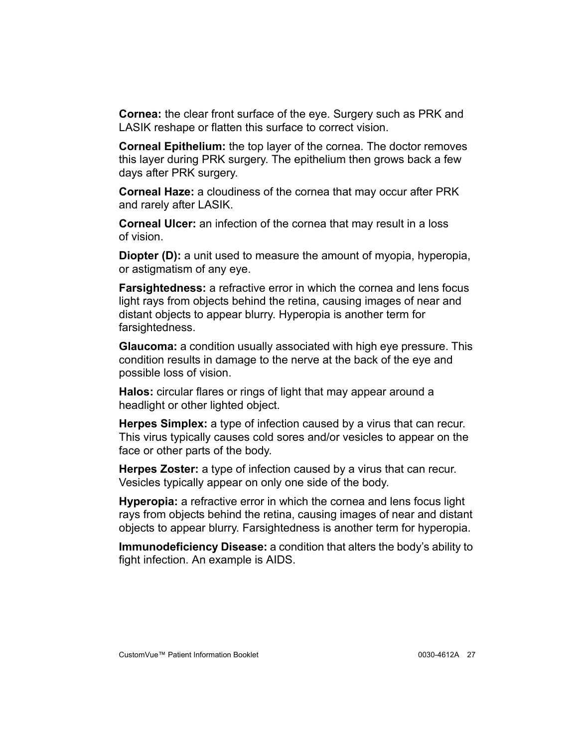**Cornea:** the clear front surface of the eye. Surgery such as PRK and LASIK reshape or flatten this surface to correct vision.

**Corneal Epithelium:** the top layer of the cornea. The doctor removes this layer during PRK surgery. The epithelium then grows back a few days after PRK surgery.

**Corneal Haze:** a cloudiness of the cornea that may occur after PRK and rarely after LASIK.

**Corneal Ulcer:** an infection of the cornea that may result in a loss of vision.

**Diopter (D):** a unit used to measure the amount of myopia, hyperopia, or astigmatism of any eye.

**Farsightedness:** a refractive error in which the cornea and lens focus light rays from objects behind the retina, causing images of near and distant objects to appear blurry. Hyperopia is another term for farsightedness.

**Glaucoma:** a condition usually associated with high eye pressure. This condition results in damage to the nerve at the back of the eye and possible loss of vision.

**Halos:** circular flares or rings of light that may appear around a headlight or other lighted object.

**Herpes Simplex:** a type of infection caused by a virus that can recur. This virus typically causes cold sores and/or vesicles to appear on the face or other parts of the body.

**Herpes Zoster:** a type of infection caused by a virus that can recur. Vesicles typically appear on only one side of the body.

**Hyperopia:** a refractive error in which the cornea and lens focus light rays from objects behind the retina, causing images of near and distant objects to appear blurry. Farsightedness is another term for hyperopia.

**Immunodeficiency Disease:** a condition that alters the body's ability to fight infection. An example is AIDS.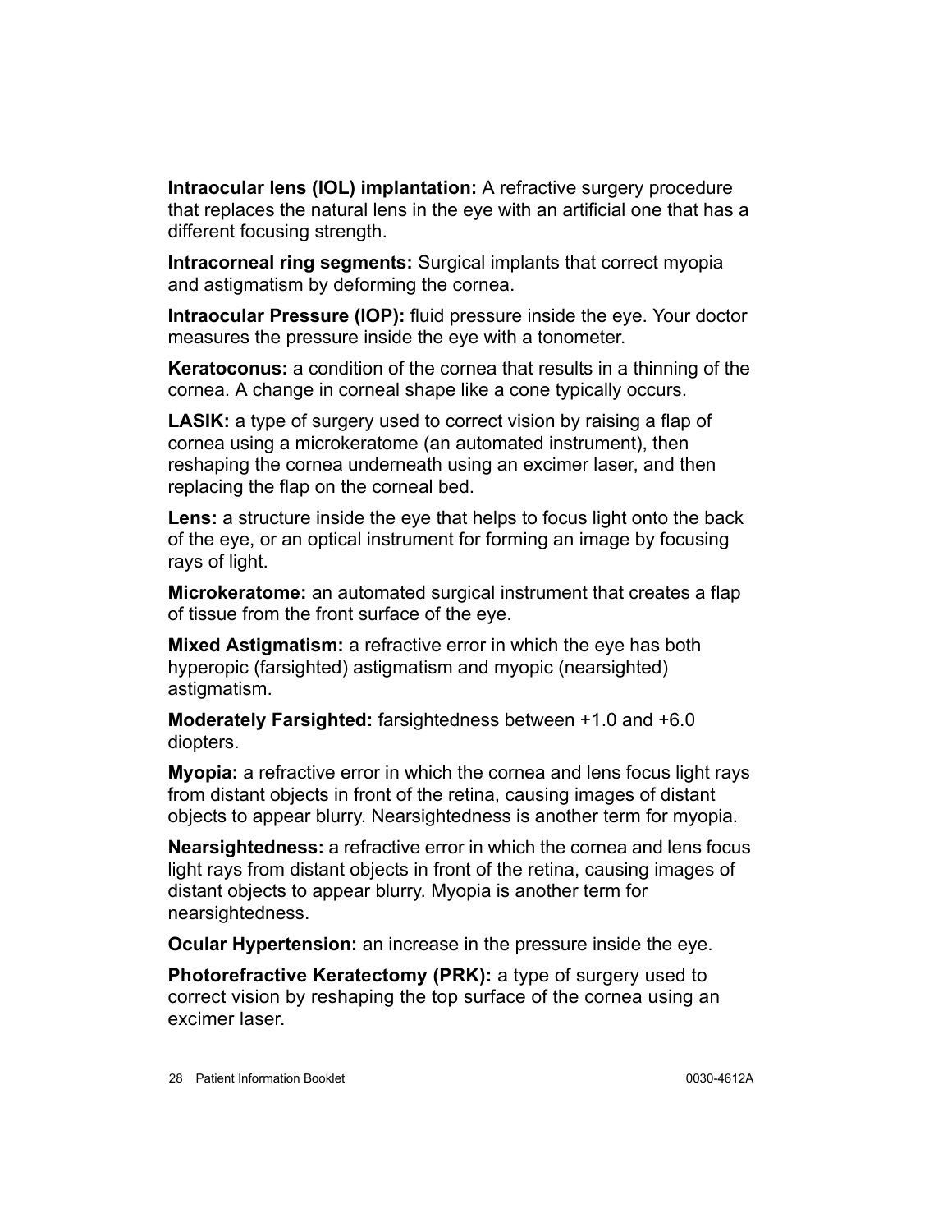**Intraocular lens (IOL) implantation:** A refractive surgery procedure that replaces the natural lens in the eye with an artificial one that has a different focusing strength.

**Intracorneal ring segments:** Surgical implants that correct myopia and astigmatism by deforming the cornea.

**Intraocular Pressure (IOP):** fluid pressure inside the eye. Your doctor measures the pressure inside the eye with a tonometer.

**Keratoconus:** a condition of the cornea that results in a thinning of the cornea. A change in corneal shape like a cone typically occurs.

**LASIK:** a type of surgery used to correct vision by raising a flap of cornea using a microkeratome (an automated instrument), then reshaping the cornea underneath using an excimer laser, and then replacing the flap on the corneal bed.

**Lens:** a structure inside the eye that helps to focus light onto the back of the eye, or an optical instrument for forming an image by focusing rays of light.

**Microkeratome:** an automated surgical instrument that creates a flap of tissue from the front surface of the eye.

**Mixed Astigmatism:** a refractive error in which the eye has both hyperopic (farsighted) astigmatism and myopic (nearsighted) astigmatism.

**Moderately Farsighted:** farsightedness between +1.0 and +6.0 diopters.

**Myopia:** a refractive error in which the cornea and lens focus light rays from distant objects in front of the retina, causing images of distant objects to appear blurry. Nearsightedness is another term for myopia.

**Nearsightedness:** a refractive error in which the cornea and lens focus light rays from distant objects in front of the retina, causing images of distant objects to appear blurry. Myopia is another term for nearsightedness.

**Ocular Hypertension:** an increase in the pressure inside the eye.

**Photorefractive Keratectomy (PRK):** a type of surgery used to correct vision by reshaping the top surface of the cornea using an excimer laser.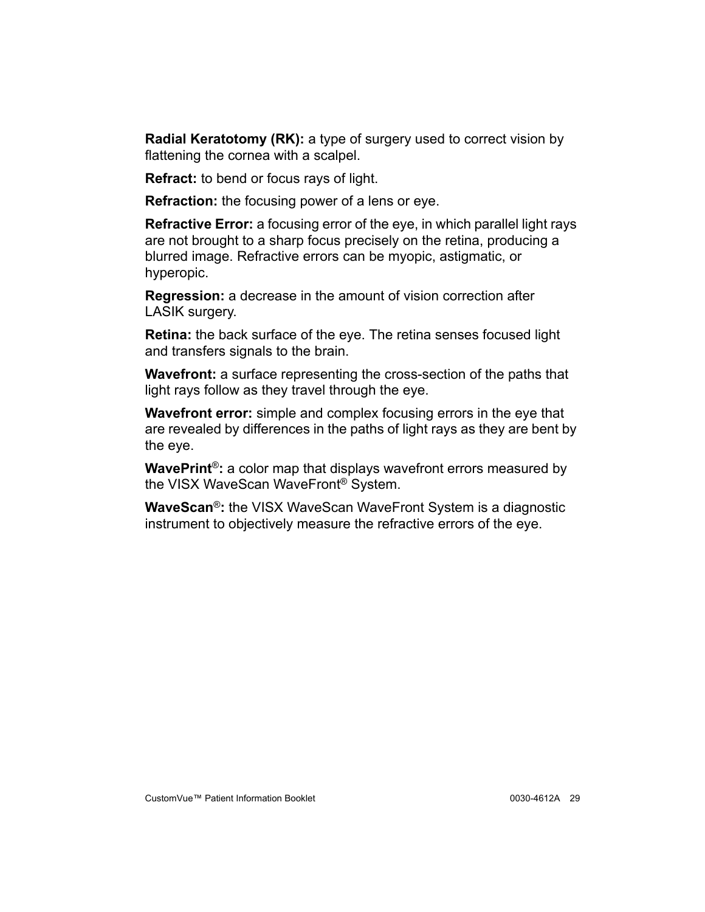**Radial Keratotomy (RK):** a type of surgery used to correct vision by flattening the cornea with a scalpel.

**Refract:** to bend or focus rays of light.

**Refraction:** the focusing power of a lens or eye.

**Refractive Error:** a focusing error of the eye, in which parallel light rays are not brought to a sharp focus precisely on the retina, producing a blurred image. Refractive errors can be myopic, astigmatic, or hyperopic.

**Regression:** a decrease in the amount of vision correction after LASIK surgery.

**Retina:** the back surface of the eye. The retina senses focused light and transfers signals to the brain.

**Wavefront:** a surface representing the cross-section of the paths that light rays follow as they travel through the eye.

**Wavefront error:** simple and complex focusing errors in the eye that are revealed by differences in the paths of light rays as they are bent by the eye.

**WavePrint®:** a color map that displays wavefront errors measured by the VISX WaveScan WaveFront® System.

**WaveScan®:** the VISX WaveScan WaveFront System is a diagnostic instrument to objectively measure the refractive errors of the eye.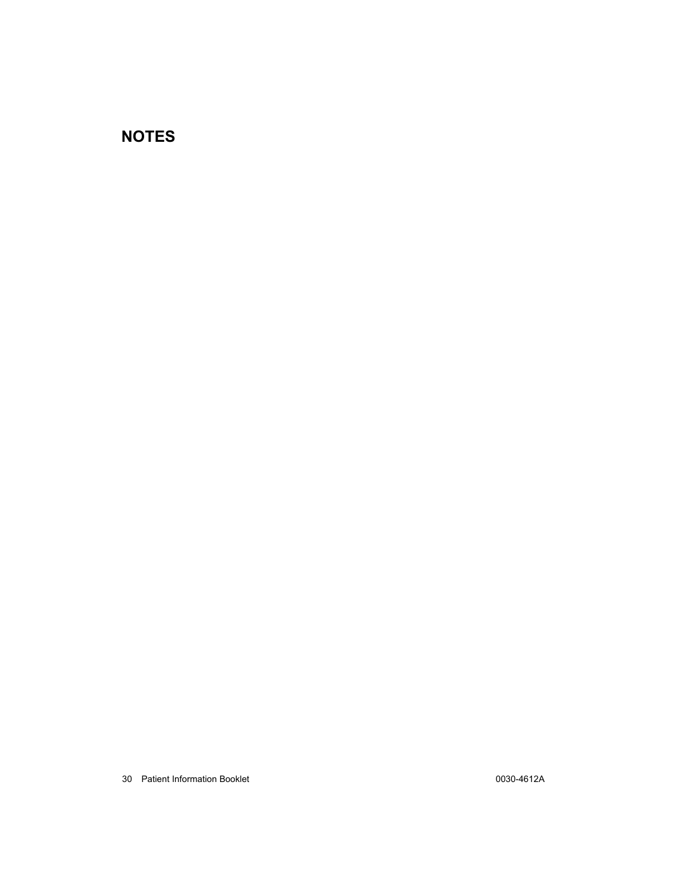## NOTES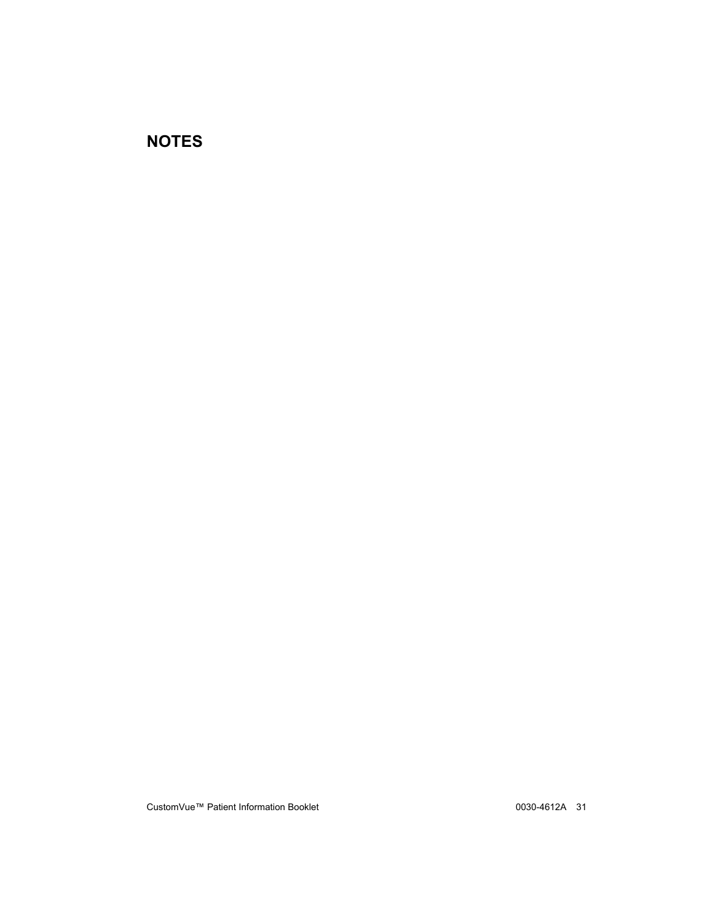## NOTES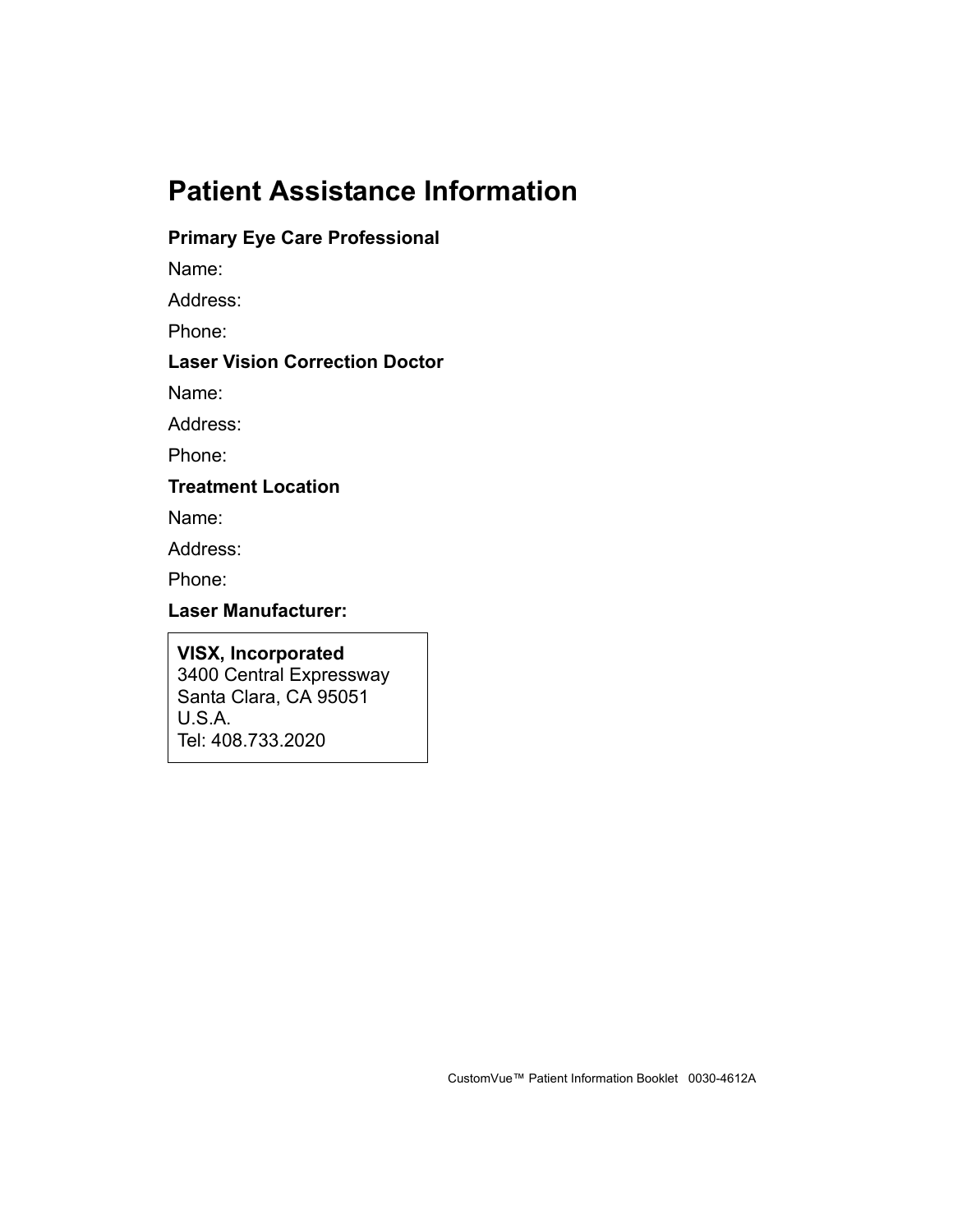# Patient Assistance Information

### Primary Eye Care Professional

Name:

Address:

Phone:

### Laser Vision Correction Doctor

Name:

Address:

Phone:

### Treatment Location

Name:

Address:

Phone:

### Laser Manufacturer:

**VISX, Incorporated**
3400 Central Expressway
Santa Clara, CA 95051
U.S.A.
Tel: 408.733.2020